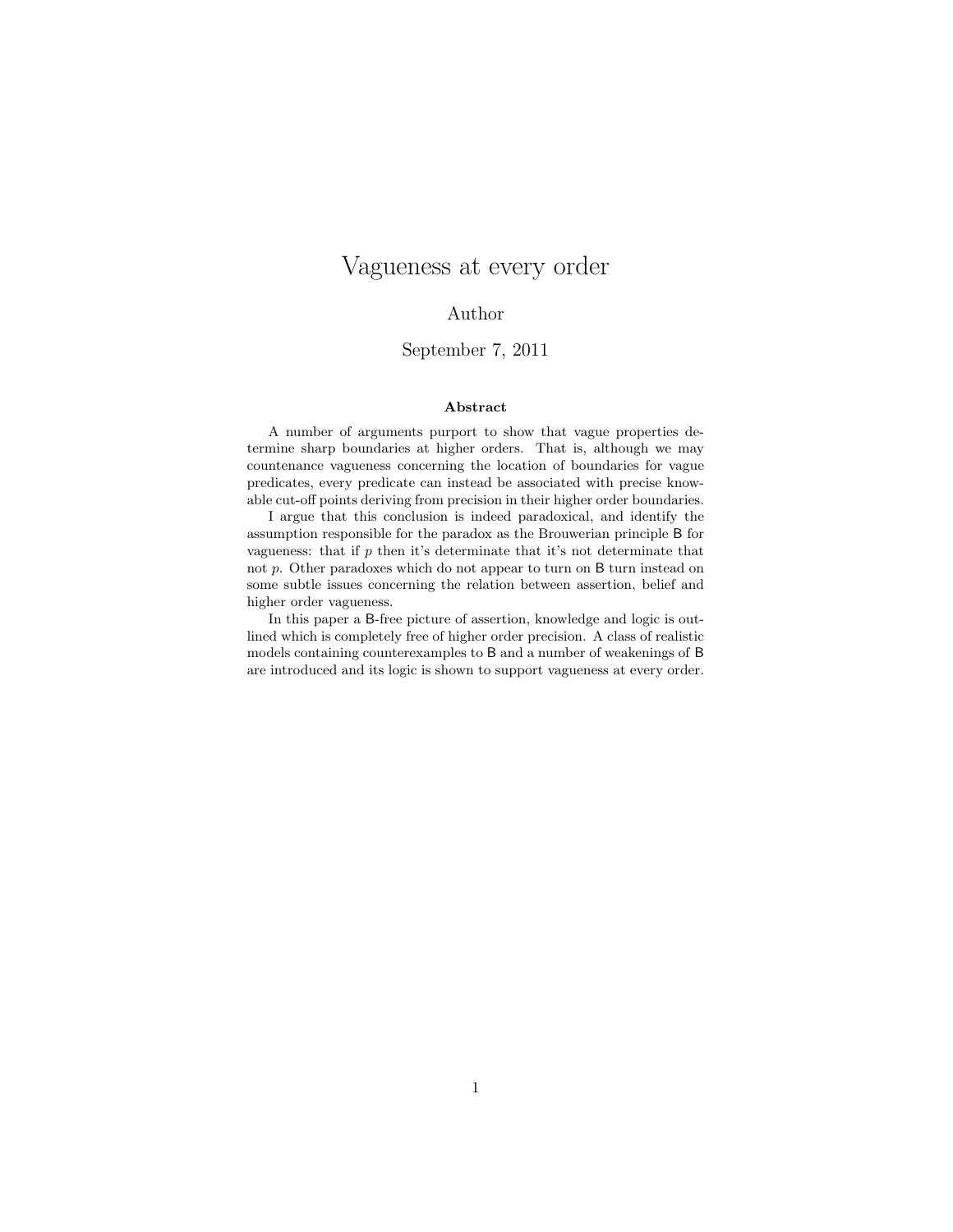# Vagueness at every order

Author

September 7, 2011

### Abstract

A number of arguments purport to show that vague properties determine sharp boundaries at higher orders. That is, although we may countenance vagueness concerning the location of boundaries for vague predicates, every predicate can instead be associated with precise knowable cut-off points deriving from precision in their higher order boundaries.

I argue that this conclusion is indeed paradoxical, and identify the assumption responsible for the paradox as the Brouwerian principle B for vagueness: that if $p$ then it's determinate that it's not determinate that not $p$. Other paradoxes which do not appear to turn on B turn instead on some subtle issues concerning the relation between assertion, belief and higher order vagueness.

In this paper a B-free picture of assertion, knowledge and logic is outlined which is completely free of higher order precision. A class of realistic models containing counterexamples to B and a number of weakenings of B are introduced and its logic is shown to support vagueness at every order.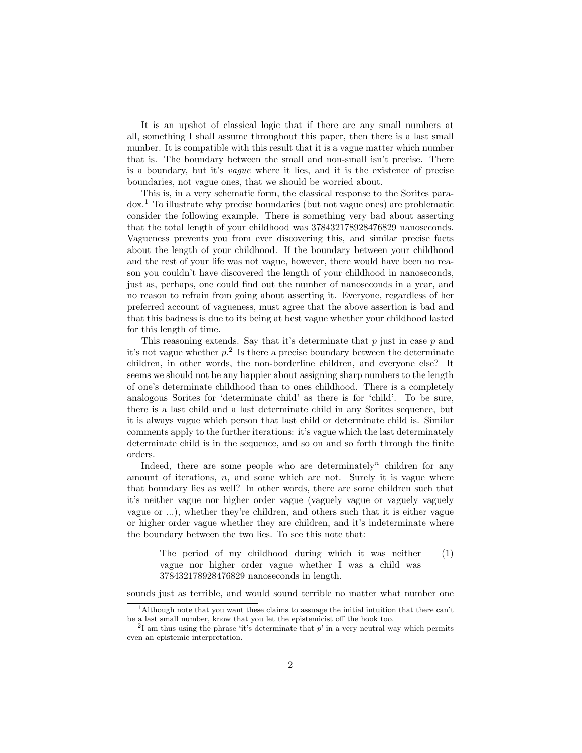It is an upshot of classical logic that if there are any small numbers at all, something I shall assume throughout this paper, then there is a last small number. It is compatible with this result that it is a vague matter which number that is. The boundary between the small and non-small isn't precise. There is a boundary, but it's *vague* where it lies, and it is the existence of precise boundaries, not vague ones, that we should be worried about.

This is, in a very schematic form, the classical response to the Sorites paradox.[1] To illustrate why precise boundaries (but not vague ones) are problematic consider the following example. There is something very bad about asserting that the total length of your childhood was 378432178928476829 nanoseconds. Vagueness prevents you from ever discovering this, and similar precise facts about the length of your childhood. If the boundary between your childhood and the rest of your life was not vague, however, there would have been no reason you couldn't have discovered the length of your childhood in nanoseconds, just as, perhaps, one could find out the number of nanoseconds in a year, and no reason to refrain from going about asserting it. Everyone, regardless of her preferred account of vagueness, must agree that the above assertion is bad and that this badness is due to its being at best vague whether your childhood lasted for this length of time.

This reasoning extends. Say that it's determinate that $p$ just in case $p$ and it's not vague whether $p$.[2] Is there a precise boundary between the determinate children, in other words, the non-borderline children, and everyone else? It seems we should not be any happier about assigning sharp numbers to the length of one's determinate childhood than to ones childhood. There is a completely analogous Sorites for 'determinate child' as there is for 'child'. To be sure, there is a last child and a last determinate child in any Sorites sequence, but it is always vague which person that last child or determinate child is. Similar comments apply to the further iterations: it's vague which the last determinately determinate child is in the sequence, and so on and so forth through the finite orders.

Indeed, there are some people who are determinately$^n$ children for any amount of iterations, $n$, and some which are not. Surely it is vague where that boundary lies as well? In other words, there are some children such that it's neither vague nor higher order vague (vaguely vague or vaguely vaguely vague or ...), whether they're children, and others such that it is either vague or higher order vague whether they are children, and it's indeterminate where the boundary between the two lies. To see this note that:

> The period of my childhood during which it was neither vague nor higher order vague whether I was a child was 378432178928476829 nanoseconds in length. (1)

sounds just as terrible, and would sound terrible no matter what number one

---

[1] Although note that you want these claims to assuage the initial intuition that there can't be a last small number, know that you let the epistemicist off the hook too.

[2] I am thus using the phrase 'it's determinate that $p$' in a very neutral way which permits even an epistemic interpretation.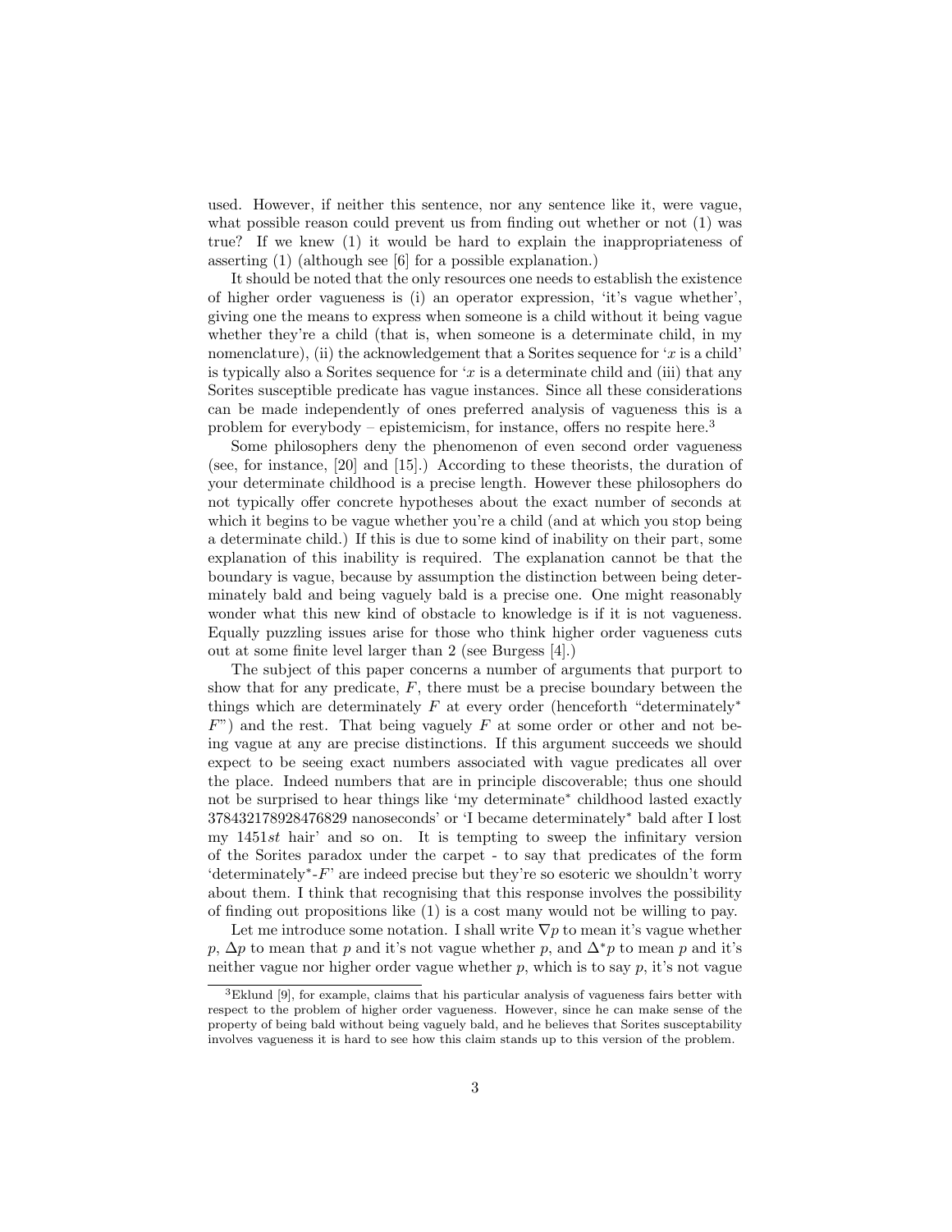used. However, if neither this sentence, nor any sentence like it, were vague, what possible reason could prevent us from finding out whether or not (1) was true? If we knew (1) it would be hard to explain the inappropriateness of asserting (1) (although see [6] for a possible explanation.)

It should be noted that the only resources one needs to establish the existence of higher order vagueness is (i) an operator expression, 'it's vague whether', giving one the means to express when someone is a child without it being vague whether they're a child (that is, when someone is a determinate child, in my nomenclature), (ii) the acknowledgement that a Sorites sequence for '$x$ is a child' is typically also a Sorites sequence for '$x$ is a determinate child and (iii) that any Sorites susceptible predicate has vague instances. Since all these considerations can be made independently of ones preferred analysis of vagueness this is a problem for everybody – epistemicism, for instance, offers no respite here.[3]

Some philosophers deny the phenomenon of even second order vagueness (see, for instance, [20] and [15].) According to these theorists, the duration of your determinate childhood is a precise length. However these philosophers do not typically offer concrete hypotheses about the exact number of seconds at which it begins to be vague whether you're a child (and at which you stop being a determinate child.) If this is due to some kind of inability on their part, some explanation of this inability is required. The explanation cannot be that the boundary is vague, because by assumption the distinction between being determinately bald and being vaguely bald is a precise one. One might reasonably wonder what this new kind of obstacle to knowledge is if it is not vagueness. Equally puzzling issues arise for those who think higher order vagueness cuts out at some finite level larger than 2 (see Burgess [4].)

The subject of this paper concerns a number of arguments that purport to show that for any predicate, $F$, there must be a precise boundary between the things which are determinately $F$ at every order (henceforth "determinately$^*$ $F$") and the rest. That being vaguely $F$ at some order or other and not being vague at any are precise distinctions. If this argument succeeds we should expect to be seeing exact numbers associated with vague predicates all over the place. Indeed numbers that are in principle discoverable; thus one should not be surprised to hear things like 'my determinate$^*$ childhood lasted exactly 378432178928476829 nanoseconds' or 'I became determinately$^*$ bald after I lost my 1451*st* hair' and so on. It is tempting to sweep the infinitary version of the Sorites paradox under the carpet - to say that predicates of the form 'determinately$^*$-$F$' are indeed precise but they're so esoteric we shouldn't worry about them. I think that recognising that this response involves the possibility of finding out propositions like (1) is a cost many would not be willing to pay.

Let me introduce some notation. I shall write $\nabla p$ to mean it's vague whether $p$, $\Delta p$ to mean that $p$ and it's not vague whether $p$, and $\Delta^* p$ to mean $p$ and it's neither vague nor higher order vague whether $p$, which is to say $p$, it's not vague

[3] Eklund [9], for example, claims that his particular analysis of vagueness fairs better with respect to the problem of higher order vagueness. However, since he can make sense of the property of being bald without being vaguely bald, and he believes that Sorites susceptability involves vagueness it is hard to see how this claim stands up to this version of the problem.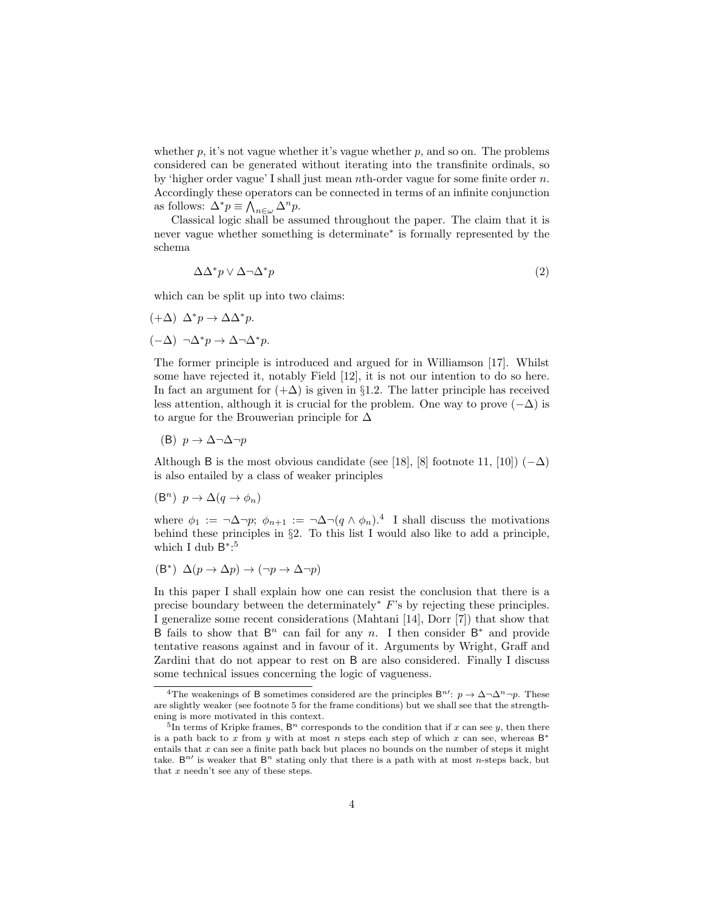whether $p$, it's not vague whether it's vague whether $p$, and so on. The problems considered can be generated without iterating into the transfinite ordinals, so by 'higher order vague' I shall just mean $n$th-order vague for some finite order $n$. Accordingly these operators can be connected in terms of an infinite conjunction as follows: $\Delta^* p \equiv \bigwedge_{n \in \omega} \Delta^n p$.

Classical logic shall be assumed throughout the paper. The claim that it is never vague whether something is determinate* is formally represented by the schema

$$\Delta\Delta^* p \vee \Delta\neg\Delta^* p \tag{2}$$

which can be split up into two claims:

$(+\Delta)$ $\Delta^* p \rightarrow \Delta\Delta^* p$.

$(-\Delta)$ $\neg\Delta^* p \rightarrow \Delta\neg\Delta^* p$.

The former principle is introduced and argued for in Williamson [17]. Whilst some have rejected it, notably Field [12], it is not our intention to do so here. In fact an argument for $(+\Delta)$ is given in §1.2. The latter principle has received less attention, although it is crucial for the problem. One way to prove $(-\Delta)$ is to argue for the Brouwerian principle for $\Delta$

(B) $p \rightarrow \Delta\neg\Delta\neg p$

Although B is the most obvious candidate (see [18], [8] footnote 11, [10]) $(-\Delta)$ is also entailed by a class of weaker principles

($\mathsf{B}^n$) $p \rightarrow \Delta(q \rightarrow \phi_n)$

where $\phi_1 := \neg\Delta\neg p$; $\phi_{n+1} := \neg\Delta\neg(q \wedge \phi_n)$.[4] I shall discuss the motivations behind these principles in §2. To this list I would also like to add a principle, which I dub $\mathsf{B}^*$:[5]

($\mathsf{B}^*$) $\Delta(p \rightarrow \Delta p) \rightarrow (\neg p \rightarrow \Delta\neg p)$

In this paper I shall explain how one can resist the conclusion that there is a precise boundary between the determinately* $F$'s by rejecting these principles. I generalize some recent considerations (Mahtani [14], Dorr [7]) that show that B fails to show that $\mathsf{B}^n$ can fail for any $n$. I then consider $\mathsf{B}^*$ and provide tentative reasons against and in favour of it. Arguments by Wright, Graff and Zardini that do not appear to rest on B are also considered. Finally I discuss some technical issues concerning the logic of vagueness.

---

[4]The weakenings of B sometimes considered are the principles $\mathsf{B}^{n\prime}$: $p \rightarrow \Delta\neg\Delta^n\neg p$. These are slightly weaker (see footnote 5 for the frame conditions) but we shall see that the strengthening is more motivated in this context.

[5]In terms of Kripke frames, $\mathsf{B}^n$ corresponds to the condition that if $x$ can see $y$, then there is a path back to $x$ from $y$ with at most $n$ steps each step of which $x$ can see, whereas $\mathsf{B}^*$ entails that $x$ can see a finite path back but places no bounds on the number of steps it might take. $\mathsf{B}^{n\prime}$ is weaker that $\mathsf{B}^n$ stating only that there is a path with at most $n$-steps back, but that $x$ needn't see any of these steps.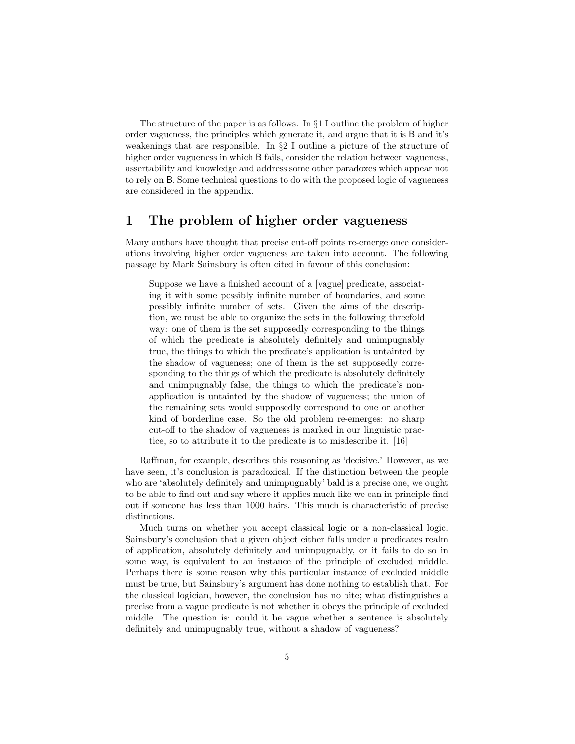The structure of the paper is as follows. In §1 I outline the problem of higher order vagueness, the principles which generate it, and argue that it is B and it's weakenings that are responsible. In §2 I outline a picture of the structure of higher order vagueness in which B fails, consider the relation between vagueness, assertability and knowledge and address some other paradoxes which appear not to rely on B. Some technical questions to do with the proposed logic of vagueness are considered in the appendix.

# 1 The problem of higher order vagueness

Many authors have thought that precise cut-off points re-emerge once considerations involving higher order vagueness are taken into account. The following passage by Mark Sainsbury is often cited in favour of this conclusion:

> Suppose we have a finished account of a [vague] predicate, associating it with some possibly infinite number of boundaries, and some possibly infinite number of sets. Given the aims of the description, we must be able to organize the sets in the following threefold way: one of them is the set supposedly corresponding to the things of which the predicate is absolutely definitely and unimpugnably true, the things to which the predicate's application is untainted by the shadow of vagueness; one of them is the set supposedly corresponding to the things of which the predicate is absolutely definitely and unimpugnably false, the things to which the predicate's non-application is untainted by the shadow of vagueness; the union of the remaining sets would supposedly correspond to one or another kind of borderline case. So the old problem re-emerges: no sharp cut-off to the shadow of vagueness is marked in our linguistic practice, so to attribute it to the predicate is to misdescribe it. [16]

Raffman, for example, describes this reasoning as 'decisive.' However, as we have seen, it's conclusion is paradoxical. If the distinction between the people who are 'absolutely definitely and unimpugnably' bald is a precise one, we ought to be able to find out and say where it applies much like we can in principle find out if someone has less than 1000 hairs. This much is characteristic of precise distinctions.

Much turns on whether you accept classical logic or a non-classical logic. Sainsbury's conclusion that a given object either falls under a predicates realm of application, absolutely definitely and unimpugnably, or it fails to do so in some way, is equivalent to an instance of the principle of excluded middle. Perhaps there is some reason why this particular instance of excluded middle must be true, but Sainsbury's argument has done nothing to establish that. For the classical logician, however, the conclusion has no bite; what distinguishes a precise from a vague predicate is not whether it obeys the principle of excluded middle. The question is: could it be vague whether a sentence is absolutely definitely and unimpugnably true, without a shadow of vagueness?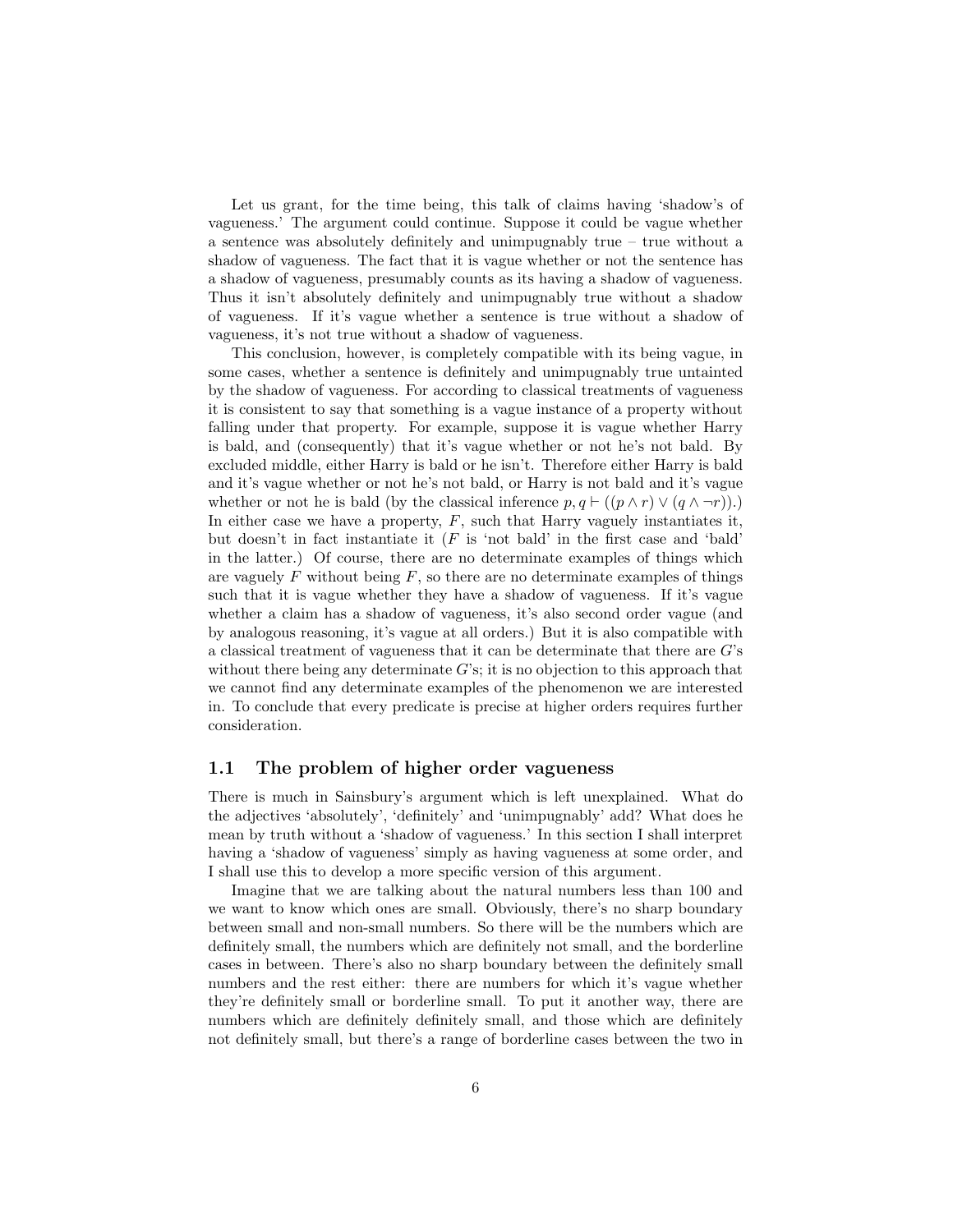Let us grant, for the time being, this talk of claims having 'shadow's of vagueness.' The argument could continue. Suppose it could be vague whether a sentence was absolutely definitely and unimpugnably true – true without a shadow of vagueness. The fact that it is vague whether or not the sentence has a shadow of vagueness, presumably counts as its having a shadow of vagueness. Thus it isn't absolutely definitely and unimpugnably true without a shadow of vagueness. If it's vague whether a sentence is true without a shadow of vagueness, it's not true without a shadow of vagueness.

This conclusion, however, is completely compatible with its being vague, in some cases, whether a sentence is definitely and unimpugnably true untainted by the shadow of vagueness. For according to classical treatments of vagueness it is consistent to say that something is a vague instance of a property without falling under that property. For example, suppose it is vague whether Harry is bald, and (consequently) that it's vague whether or not he's not bald. By excluded middle, either Harry is bald or he isn't. Therefore either Harry is bald and it's vague whether or not he's not bald, or Harry is not bald and it's vague whether or not he is bald (by the classical inference $p, q \vdash ((p \wedge r) \vee (q \wedge \neg r))$.) In either case we have a property, $F$, such that Harry vaguely instantiates it, but doesn't in fact instantiate it ($F$ is 'not bald' in the first case and 'bald' in the latter.) Of course, there are no determinate examples of things which are vaguely $F$ without being $F$, so there are no determinate examples of things such that it is vague whether they have a shadow of vagueness. If it's vague whether a claim has a shadow of vagueness, it's also second order vague (and by analogous reasoning, it's vague at all orders.) But it is also compatible with a classical treatment of vagueness that it can be determinate that there are $G$'s without there being any determinate $G$'s; it is no objection to this approach that we cannot find any determinate examples of the phenomenon we are interested in. To conclude that every predicate is precise at higher orders requires further consideration.

### 1.1 The problem of higher order vagueness

There is much in Sainsbury's argument which is left unexplained. What do the adjectives 'absolutely', 'definitely' and 'unimpugnably' add? What does he mean by truth without a 'shadow of vagueness.' In this section I shall interpret having a 'shadow of vagueness' simply as having vagueness at some order, and I shall use this to develop a more specific version of this argument.

Imagine that we are talking about the natural numbers less than 100 and we want to know which ones are small. Obviously, there's no sharp boundary between small and non-small numbers. So there will be the numbers which are definitely small, the numbers which are definitely not small, and the borderline cases in between. There's also no sharp boundary between the definitely small numbers and the rest either: there are numbers for which it's vague whether they're definitely small or borderline small. To put it another way, there are numbers which are definitely definitely small, and those which are definitely not definitely small, but there's a range of borderline cases between the two in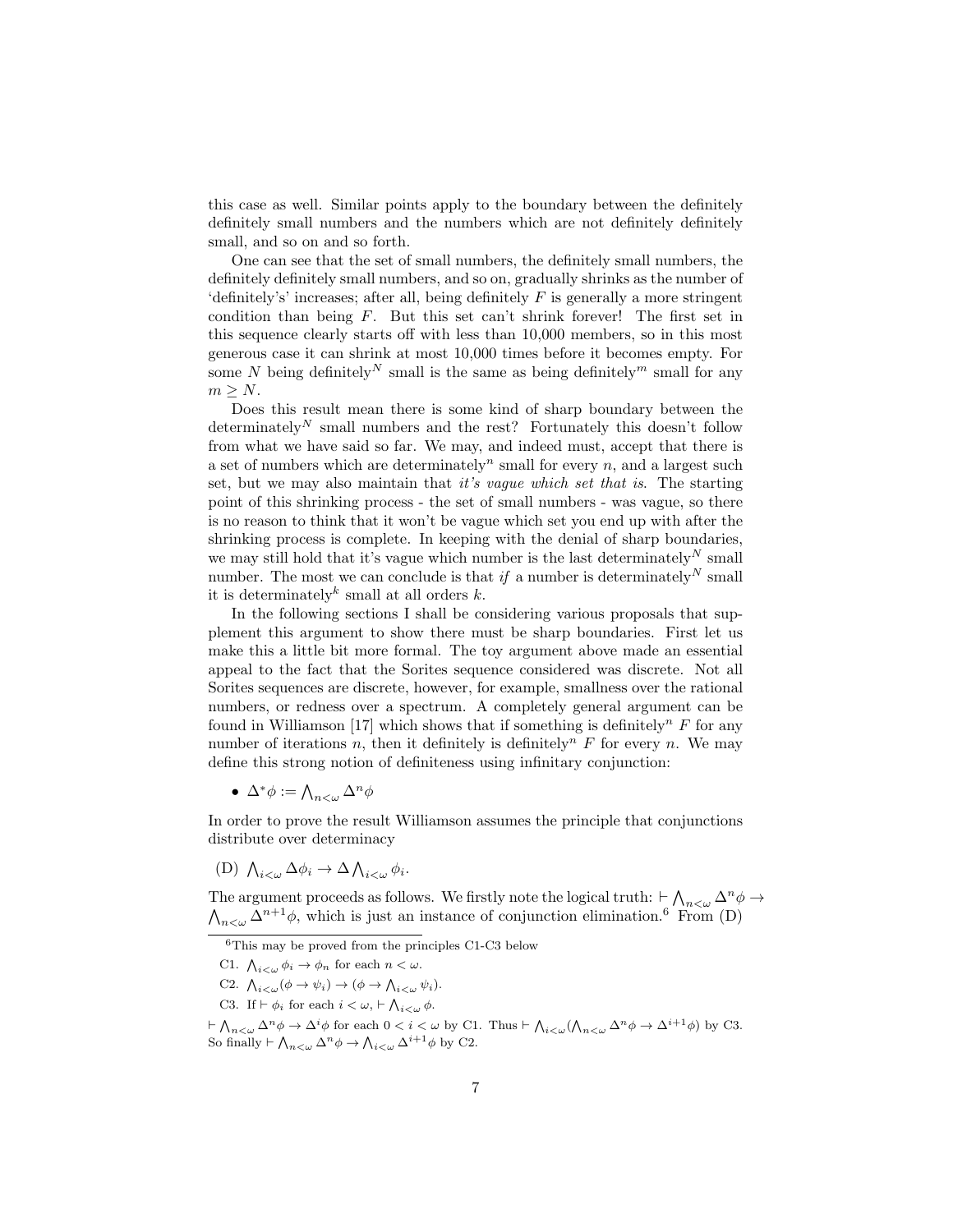this case as well. Similar points apply to the boundary between the definitely definitely small numbers and the numbers which are not definitely definitely small, and so on and so forth.

One can see that the set of small numbers, the definitely small numbers, the definitely definitely small numbers, and so on, gradually shrinks as the number of 'definitely's' increases; after all, being definitely $F$ is generally a more stringent condition than being $F$. But this set can't shrink forever! The first set in this sequence clearly starts off with less than 10,000 members, so in this most generous case it can shrink at most 10,000 times before it becomes empty. For some $N$ being definitely$^N$ small is the same as being definitely$^m$ small for any $m \geq N$.

Does this result mean there is some kind of sharp boundary between the determinately$^N$ small numbers and the rest? Fortunately this doesn't follow from what we have said so far. We may, and indeed must, accept that there is a set of numbers which are determinately$^n$ small for every $n$, and a largest such set, but we may also maintain that *it's vague which set that is*. The starting point of this shrinking process - the set of small numbers - was vague, so there is no reason to think that it won't be vague which set you end up with after the shrinking process is complete. In keeping with the denial of sharp boundaries, we may still hold that it's vague which number is the last determinately$^N$ small number. The most we can conclude is that *if* a number is determinately$^N$ small it is determinately$^k$ small at all orders $k$.

In the following sections I shall be considering various proposals that supplement this argument to show there must be sharp boundaries. First let us make this a little bit more formal. The toy argument above made an essential appeal to the fact that the Sorites sequence considered was discrete. Not all Sorites sequences are discrete, however, for example, smallness over the rational numbers, or redness over a spectrum. A completely general argument can be found in Williamson [17] which shows that if something is definitely$^n$ $F$ for any number of iterations $n$, then it definitely is definitely$^n$ $F$ for every $n$. We may define this strong notion of definiteness using infinitary conjunction:

- $\Delta^*\phi := \bigwedge_{n<\omega} \Delta^n \phi$

In order to prove the result Williamson assumes the principle that conjunctions distribute over determinacy

(D) $\bigwedge_{i<\omega} \Delta\phi_i \to \Delta \bigwedge_{i<\omega} \phi_i$.

The argument proceeds as follows. We firstly note the logical truth: $\vdash \bigwedge_{n<\omega} \Delta^n\phi \to \bigwedge_{n<\omega} \Delta^{n+1}\phi$, which is just an instance of conjunction elimination.[6] From (D)

[6] This may be proved from the principles C1-C3 below

C1. $\bigwedge_{i<\omega} \phi_i \to \phi_n$ for each $n < \omega$.

C2. $\bigwedge_{i<\omega}(\phi \to \psi_i) \to (\phi \to \bigwedge_{i<\omega} \psi_i)$.

C3. If $\vdash \phi_i$ for each $i < \omega$, $\vdash \bigwedge_{i<\omega} \phi$.

$\vdash \bigwedge_{n<\omega} \Delta^n\phi \to \Delta^i\phi$ for each $0 < i < \omega$ by C1. Thus $\vdash \bigwedge_{i<\omega}(\bigwedge_{n<\omega} \Delta^n\phi \to \Delta^{i+1}\phi)$ by C3. So finally $\vdash \bigwedge_{n<\omega} \Delta^n\phi \to \bigwedge_{i<\omega} \Delta^{i+1}\phi$ by C2.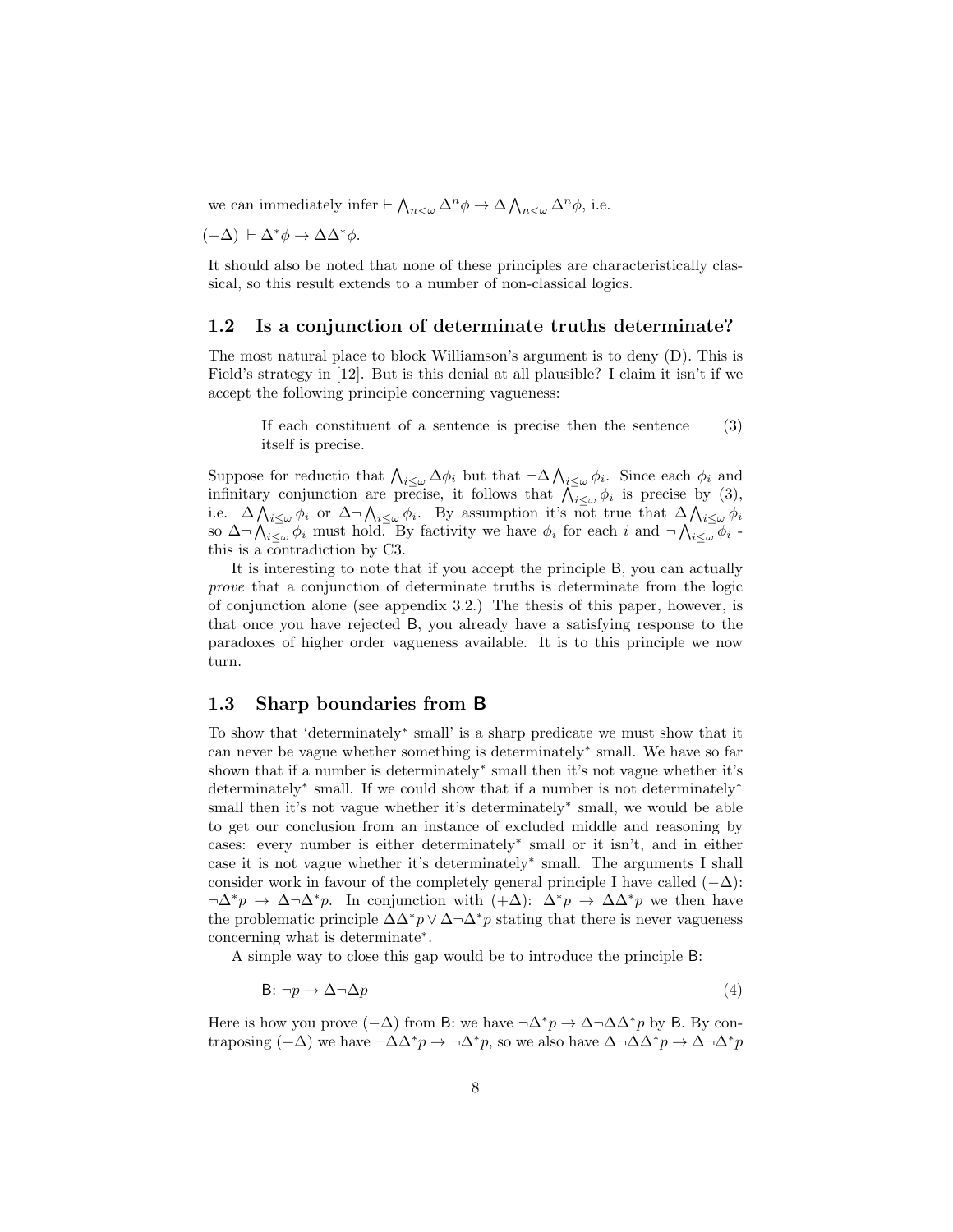we can immediately infer $\vdash \bigwedge_{n<\omega} \Delta^n \phi \to \Delta \bigwedge_{n<\omega} \Delta^n \phi$, i.e.

$(+\Delta)$ $\vdash \Delta^* \phi \to \Delta\Delta^* \phi$.

It should also be noted that none of these principles are characteristically classical, so this result extends to a number of non-classical logics.

## 1.2 Is a conjunction of determinate truths determinate?

The most natural place to block Williamson's argument is to deny (D). This is Field's strategy in [12]. But is this denial at all plausible? I claim it isn't if we accept the following principle concerning vagueness:

> If each constituent of a sentence is precise then the sentence itself is precise. (3)

Suppose for reductio that $\bigwedge_{i\leq\omega} \Delta\phi_i$ but that $\neg\Delta \bigwedge_{i\leq\omega} \phi_i$. Since each $\phi_i$ and infinitary conjunction are precise, it follows that $\bigwedge_{i\leq\omega} \phi_i$ is precise by (3), i.e. $\Delta \bigwedge_{i\leq\omega} \phi_i$ or $\Delta\neg \bigwedge_{i\leq\omega} \phi_i$. By assumption it's not true that $\Delta \bigwedge_{i\leq\omega} \phi_i$ so $\Delta\neg \bigwedge_{i\leq\omega} \phi_i$ must hold. By factivity we have $\phi_i$ for each $i$ and $\neg \bigwedge_{i\leq\omega} \phi_i$ - this is a contradiction by C3.

It is interesting to note that if you accept the principle B, you can actually *prove* that a conjunction of determinate truths is determinate from the logic of conjunction alone (see appendix 3.2.) The thesis of this paper, however, is that once you have rejected B, you already have a satisfying response to the paradoxes of higher order vagueness available. It is to this principle we now turn.

## 1.3 Sharp boundaries from B

To show that 'determinately$^*$ small' is a sharp predicate we must show that it can never be vague whether something is determinately$^*$ small. We have so far shown that if a number is determinately$^*$ small then it's not vague whether it's determinately$^*$ small. If we could show that if a number is not determinately$^*$ small then it's not vague whether it's determinately$^*$ small, we would be able to get our conclusion from an instance of excluded middle and reasoning by cases: every number is either determinately$^*$ small or it isn't, and in either case it is not vague whether it's determinately$^*$ small. The arguments I shall consider work in favour of the completely general principle I have called $(-\Delta)$: $\neg\Delta^* p \to \Delta\neg\Delta^* p$. In conjunction with $(+\Delta)$: $\Delta^* p \to \Delta\Delta^* p$ we then have the problematic principle $\Delta\Delta^* p \vee \Delta\neg\Delta^* p$ stating that there is never vagueness concerning what is determinate$^*$.

A simple way to close this gap would be to introduce the principle B:

$$\text{B: } \neg p \to \Delta\neg\Delta p \tag{4}$$

Here is how you prove $(-\Delta)$ from B: we have $\neg\Delta^* p \to \Delta\neg\Delta\Delta^* p$ by B. By contraposing $(+\Delta)$ we have $\neg\Delta\Delta^* p \to \neg\Delta^* p$, so we also have $\Delta\neg\Delta\Delta^* p \to \Delta\neg\Delta^* p$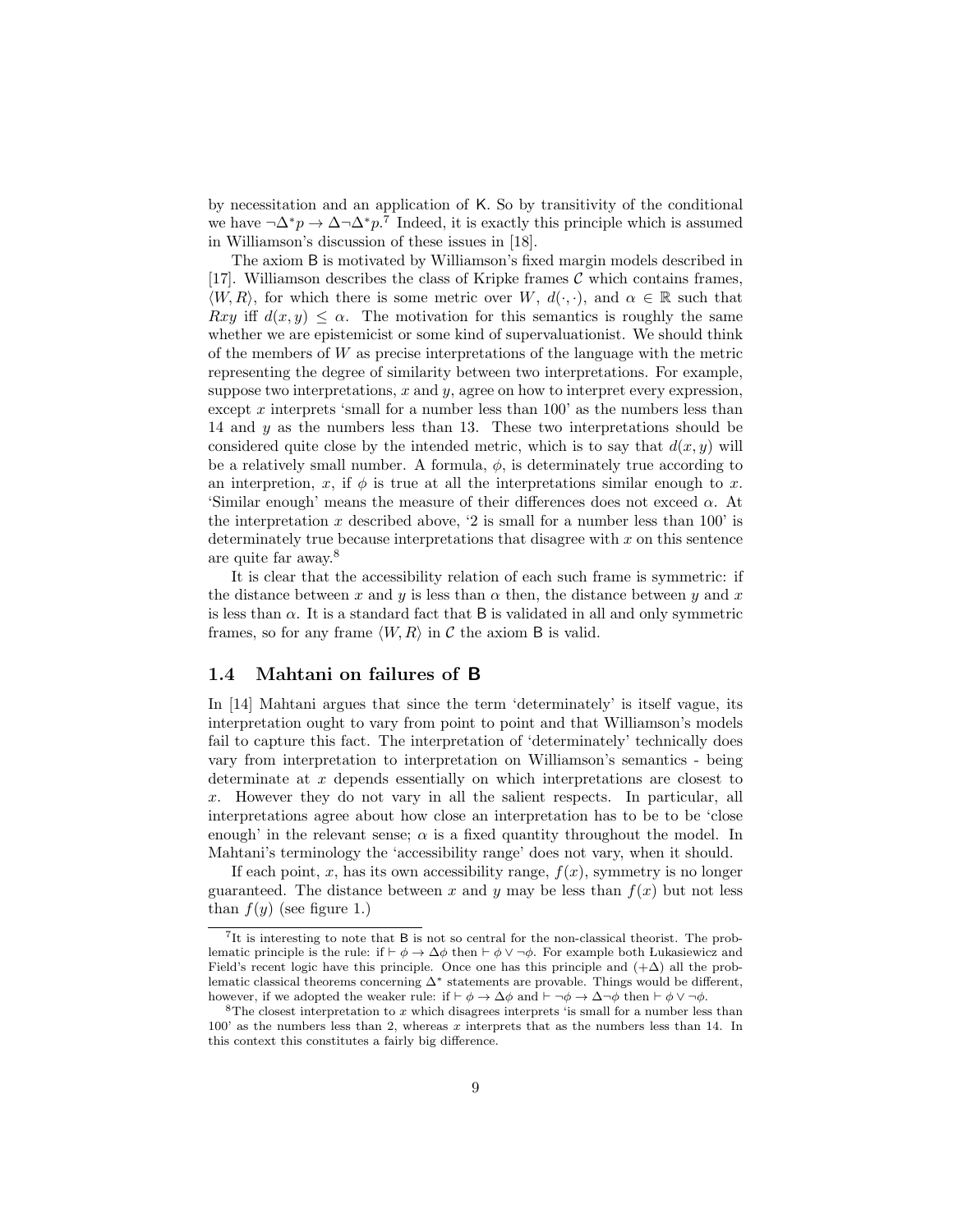by necessitation and an application of K. So by transitivity of the conditional we have $\neg\Delta^* p \rightarrow \Delta\neg\Delta^* p$.[7] Indeed, it is exactly this principle which is assumed in Williamson's discussion of these issues in [18].

The axiom B is motivated by Williamson's fixed margin models described in [17]. Williamson describes the class of Kripke frames $\mathcal{C}$ which contains frames, $\langle W, R\rangle$, for which there is some metric over $W$, $d(\cdot,\cdot)$, and $\alpha \in \mathbb{R}$ such that $Rxy$ iff $d(x, y) \leq \alpha$. The motivation for this semantics is roughly the same whether we are epistemicist or some kind of supervaluationist. We should think of the members of $W$ as precise interpretations of the language with the metric representing the degree of similarity between two interpretations. For example, suppose two interpretations, $x$ and $y$, agree on how to interpret every expression, except $x$ interprets 'small for a number less than 100' as the numbers less than 14 and $y$ as the numbers less than 13. These two interpretations should be considered quite close by the intended metric, which is to say that $d(x, y)$ will be a relatively small number. A formula, $\phi$, is determinately true according to an interpretion, $x$, if $\phi$ is true at all the interpretations similar enough to $x$. 'Similar enough' means the measure of their differences does not exceed $\alpha$. At the interpretation $x$ described above, '2 is small for a number less than 100' is determinately true because interpretations that disagree with $x$ on this sentence are quite far away.[8]

It is clear that the accessibility relation of each such frame is symmetric: if the distance between $x$ and $y$ is less than $\alpha$ then, the distance between $y$ and $x$ is less than $\alpha$. It is a standard fact that B is validated in all and only symmetric frames, so for any frame $\langle W, R\rangle$ in $\mathcal{C}$ the axiom B is valid.

### 1.4 Mahtani on failures of B

In [14] Mahtani argues that since the term 'determinately' is itself vague, its interpretation ought to vary from point to point and that Williamson's models fail to capture this fact. The interpretation of 'determinately' technically does vary from interpretation to interpretation on Williamson's semantics - being determinate at $x$ depends essentially on which interpretations are closest to $x$. However they do not vary in all the salient respects. In particular, all interpretations agree about how close an interpretation has to be to be 'close enough' in the relevant sense; $\alpha$ is a fixed quantity throughout the model. In Mahtani's terminology the 'accessibility range' does not vary, when it should.

If each point, $x$, has its own accessibility range, $f(x)$, symmetry is no longer guaranteed. The distance between $x$ and $y$ may be less than $f(x)$ but not less than $f(y)$ (see figure 1.)

---

[7] It is interesting to note that B is not so central for the non-classical theorist. The problematic principle is the rule: if $\vdash \phi \rightarrow \Delta\phi$ then $\vdash \phi \vee \neg\phi$. For example both Łukasiewicz and Field's recent logic have this principle. Once one has this principle and $(+\Delta)$ all the problematic classical theorems concerning $\Delta^*$ statements are provable. Things would be different, however, if we adopted the weaker rule: if $\vdash \phi \rightarrow \Delta\phi$ and $\vdash \neg\phi \rightarrow \Delta\neg\phi$ then $\vdash \phi \vee \neg\phi$.

[8] The closest interpretation to $x$ which disagrees interprets 'is small for a number less than 100' as the numbers less than 2, whereas $x$ interprets that as the numbers less than 14. In this context this constitutes a fairly big difference.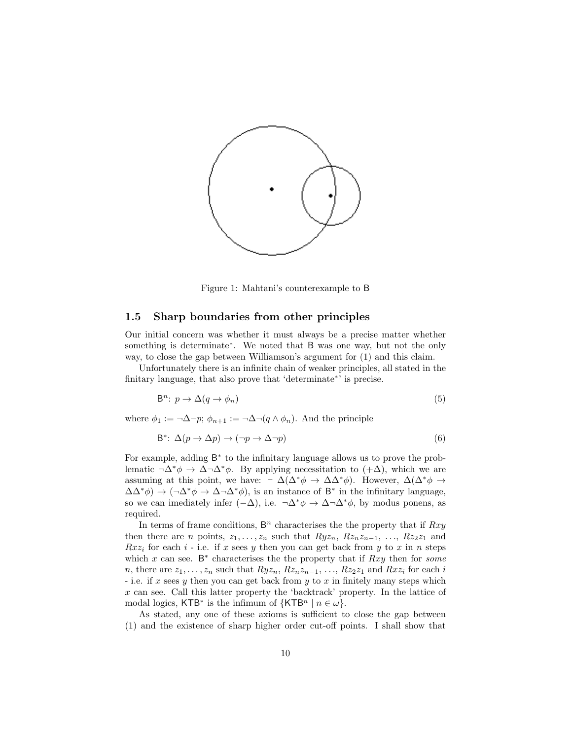Figure 1: Mahtani's counterexample to B

### 1.5 Sharp boundaries from other principles

Our initial concern was whether it must always be a precise matter whether something is determinate*. We noted that B was one way, but not the only way, to close the gap between Williamson's argument for (1) and this claim.

Unfortunately there is an infinite chain of weaker principles, all stated in the finitary language, that also prove that 'determinate*' is precise.

$$\mathsf{B}^n\text{: } p \to \Delta(q \to \phi_n) \tag{5}$$

where $\phi_1 := \neg\Delta\neg p$; $\phi_{n+1} := \neg\Delta\neg(q \wedge \phi_n)$. And the principle

$$\mathsf{B}^*\text{: } \Delta(p \to \Delta p) \to (\neg p \to \Delta\neg p) \tag{6}$$

For example, adding $\mathsf{B}^*$ to the infinitary language allows us to prove the problematic $\neg\Delta^*\phi \to \Delta\neg\Delta^*\phi$. By applying necessitation to $(+\Delta)$, which we are assuming at this point, we have: $\vdash \Delta(\Delta^*\phi \to \Delta\Delta^*\phi)$. However, $\Delta(\Delta^*\phi \to \Delta\Delta^*\phi) \to (\neg\Delta^*\phi \to \Delta\neg\Delta^*\phi)$, is an instance of $\mathsf{B}^*$ in the infinitary language, so we can imediately infer $(-\Delta)$, i.e. $\neg\Delta^*\phi \to \Delta\neg\Delta^*\phi$, by modus ponens, as required.

In terms of frame conditions, $\mathsf{B}^n$ characterises the the property that if $Rxy$ then there are $n$ points, $z_1, \ldots, z_n$ such that $Ryz_n$, $Rz_nz_{n-1}$, $\ldots$, $Rz_2z_1$ and $Rxz_i$ for each $i$ - i.e. if $x$ sees $y$ then you can get back from $y$ to $x$ in $n$ steps which $x$ can see. $\mathsf{B}^*$ characterises the the property that if $Rxy$ then for *some* $n$, there are $z_1, \ldots, z_n$ such that $Ryz_n$, $Rz_nz_{n-1}$, $\ldots$, $Rz_2z_1$ and $Rxz_i$ for each $i$ - i.e. if $x$ sees $y$ then you can get back from $y$ to $x$ in finitely many steps which $x$ can see. Call this latter property the 'backtrack' property. In the lattice of modal logics, $\mathsf{KTB}^*$ is the infimum of $\{\mathsf{KTB}^n \mid n \in \omega\}$.

As stated, any one of these axioms is sufficient to close the gap between (1) and the existence of sharp higher order cut-off points. I shall show that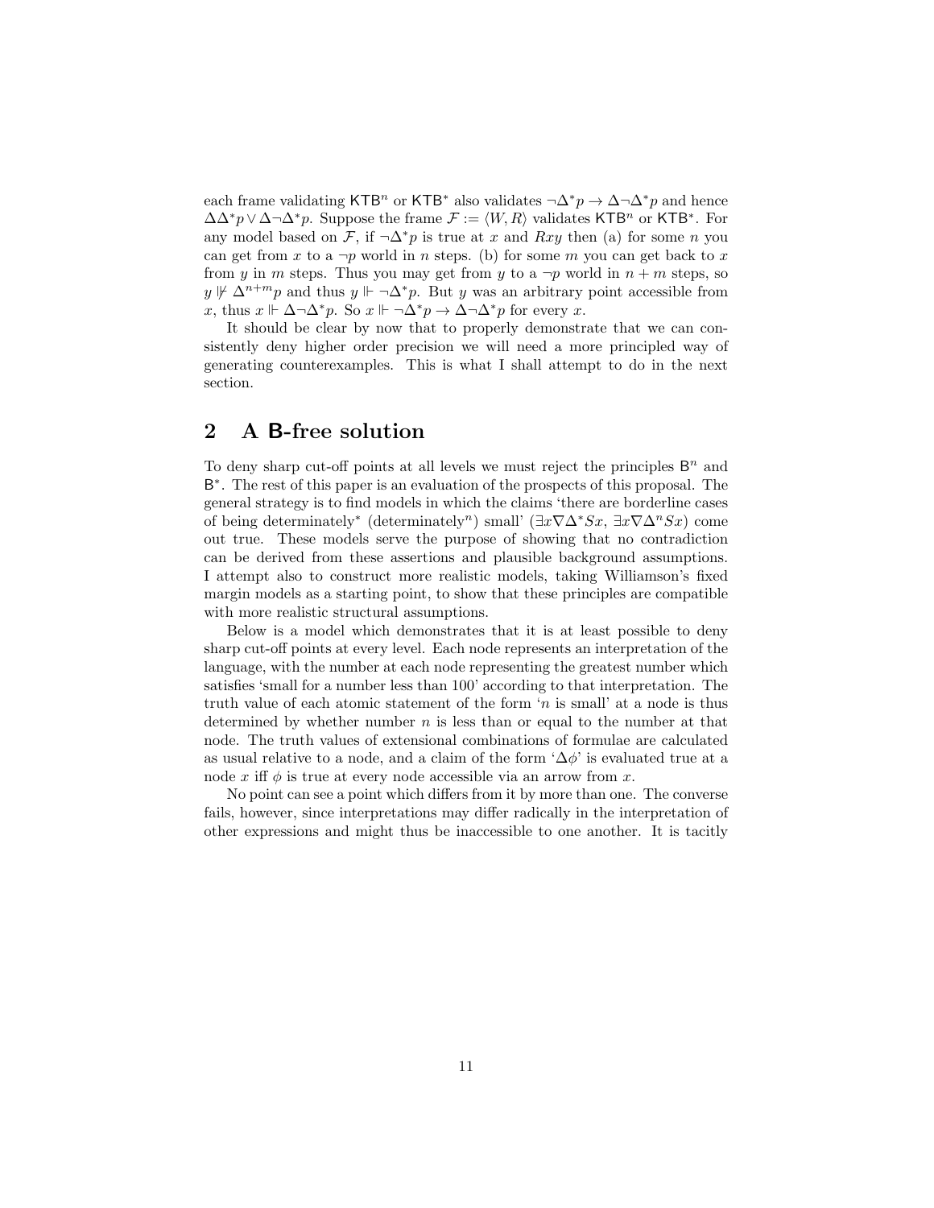each frame validating $\mathsf{KTB}^n$ or $\mathsf{KTB}^*$ also validates $\neg\Delta^* p \to \Delta\neg\Delta^* p$ and hence $\Delta\Delta^* p \vee \Delta\neg\Delta^* p$. Suppose the frame $\mathcal{F} := \langle W, R\rangle$ validates $\mathsf{KTB}^n$ or $\mathsf{KTB}^*$. For any model based on $\mathcal{F}$, if $\neg\Delta^* p$ is true at $x$ and $Rxy$ then (a) for some $n$ you can get from $x$ to a $\neg p$ world in $n$ steps. (b) for some $m$ you can get back to $x$ from $y$ in $m$ steps. Thus you may get from $y$ to a $\neg p$ world in $n + m$ steps, so $y \not\Vdash \Delta^{n+m} p$ and thus $y \Vdash \neg\Delta^* p$. But $y$ was an arbitrary point accessible from $x$, thus $x \Vdash \Delta\neg\Delta^* p$. So $x \Vdash \neg\Delta^* p \to \Delta\neg\Delta^* p$ for every $x$.

It should be clear by now that to properly demonstrate that we can consistently deny higher order precision we will need a more principled way of generating counterexamples. This is what I shall attempt to do in the next section.

## 2 A $\mathsf{B}$-free solution

To deny sharp cut-off points at all levels we must reject the principles $\mathsf{B}^n$ and $\mathsf{B}^*$. The rest of this paper is an evaluation of the prospects of this proposal. The general strategy is to find models in which the claims 'there are borderline cases of being determinately* (determinately$^n$) small' ($\exists x \nabla\Delta^* Sx$, $\exists x \nabla\Delta^n Sx$) come out true. These models serve the purpose of showing that no contradiction can be derived from these assertions and plausible background assumptions. I attempt also to construct more realistic models, taking Williamson's fixed margin models as a starting point, to show that these principles are compatible with more realistic structural assumptions.

Below is a model which demonstrates that it is at least possible to deny sharp cut-off points at every level. Each node represents an interpretation of the language, with the number at each node representing the greatest number which satisfies 'small for a number less than 100' according to that interpretation. The truth value of each atomic statement of the form '$n$ is small' at a node is thus determined by whether number $n$ is less than or equal to the number at that node. The truth values of extensional combinations of formulae are calculated as usual relative to a node, and a claim of the form '$\Delta\phi$' is evaluated true at a node $x$ iff $\phi$ is true at every node accessible via an arrow from $x$.

No point can see a point which differs from it by more than one. The converse fails, however, since interpretations may differ radically in the interpretation of other expressions and might thus be inaccessible to one another. It is tacitly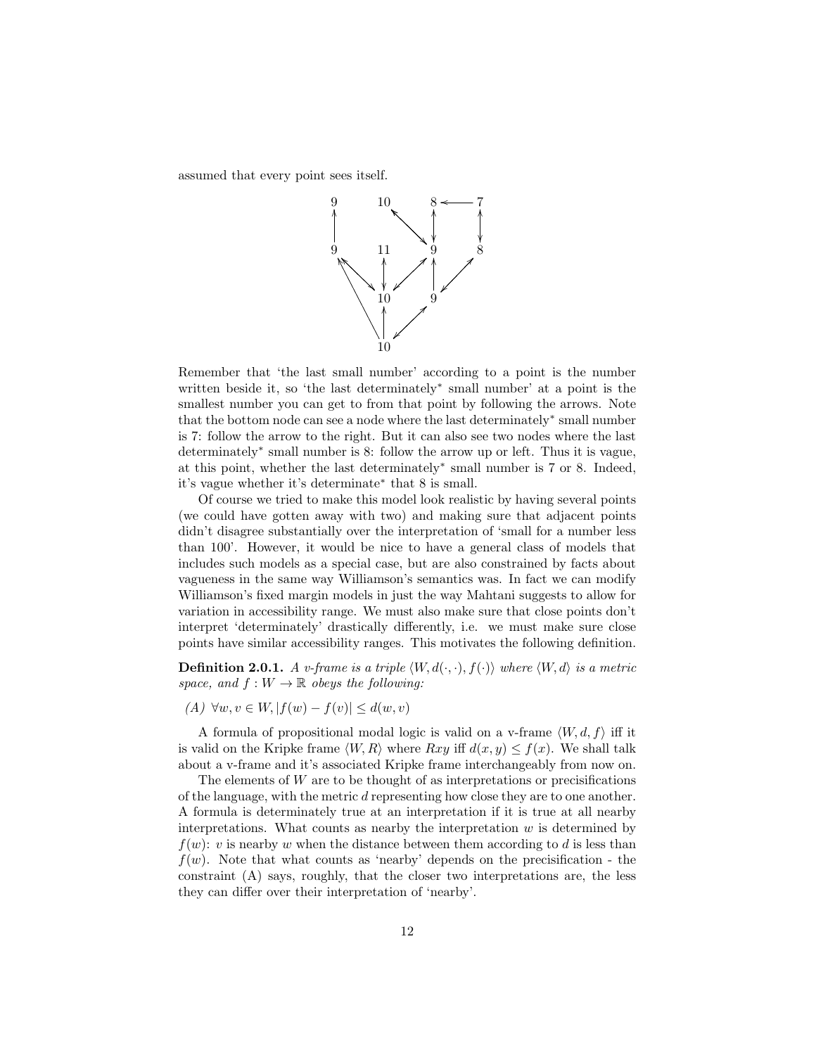assumed that every point sees itself.

Remember that 'the last small number' according to a point is the number written beside it, so 'the last determinately* small number' at a point is the smallest number you can get to from that point by following the arrows. Note that the bottom node can see a node where the last determinately* small number is 7: follow the arrow to the right. But it can also see two nodes where the last determinately* small number is 8: follow the arrow up or left. Thus it is vague, at this point, whether the last determinately* small number is 7 or 8. Indeed, it's vague whether it's determinate* that 8 is small.

Of course we tried to make this model look realistic by having several points (we could have gotten away with two) and making sure that adjacent points didn't disagree substantially over the interpretation of 'small for a number less than 100'. However, it would be nice to have a general class of models that includes such models as a special case, but are also constrained by facts about vagueness in the same way Williamson's semantics was. In fact we can modify Williamson's fixed margin models in just the way Mahtani suggests to allow for variation in accessibility range. We must also make sure that close points don't interpret 'determinately' drastically differently, i.e. we must make sure close points have similar accessibility ranges. This motivates the following definition.

**Definition 2.0.1.** *A v-frame is a triple $\langle W, d(\cdot,\cdot), f(\cdot)\rangle$ where $\langle W, d\rangle$ is a metric space, and $f : W \to \mathbb{R}$ obeys the following:*

*(A)* $\forall w, v \in W, |f(w) - f(v)| \leq d(w, v)$

A formula of propositional modal logic is valid on a v-frame $\langle W, d, f\rangle$ iff it is valid on the Kripke frame $\langle W, R\rangle$ where $Rxy$ iff $d(x, y) \leq f(x)$. We shall talk about a v-frame and it's associated Kripke frame interchangeably from now on.

The elements of $W$ are to be thought of as interpretations or precisifications of the language, with the metric $d$ representing how close they are to one another. A formula is determinately true at an interpretation if it is true at all nearby interpretations. What counts as nearby the interpretation $w$ is determined by $f(w)$: $v$ is nearby $w$ when the distance between them according to $d$ is less than $f(w)$. Note that what counts as 'nearby' depends on the precisification - the constraint (A) says, roughly, that the closer two interpretations are, the less they can differ over their interpretation of 'nearby'.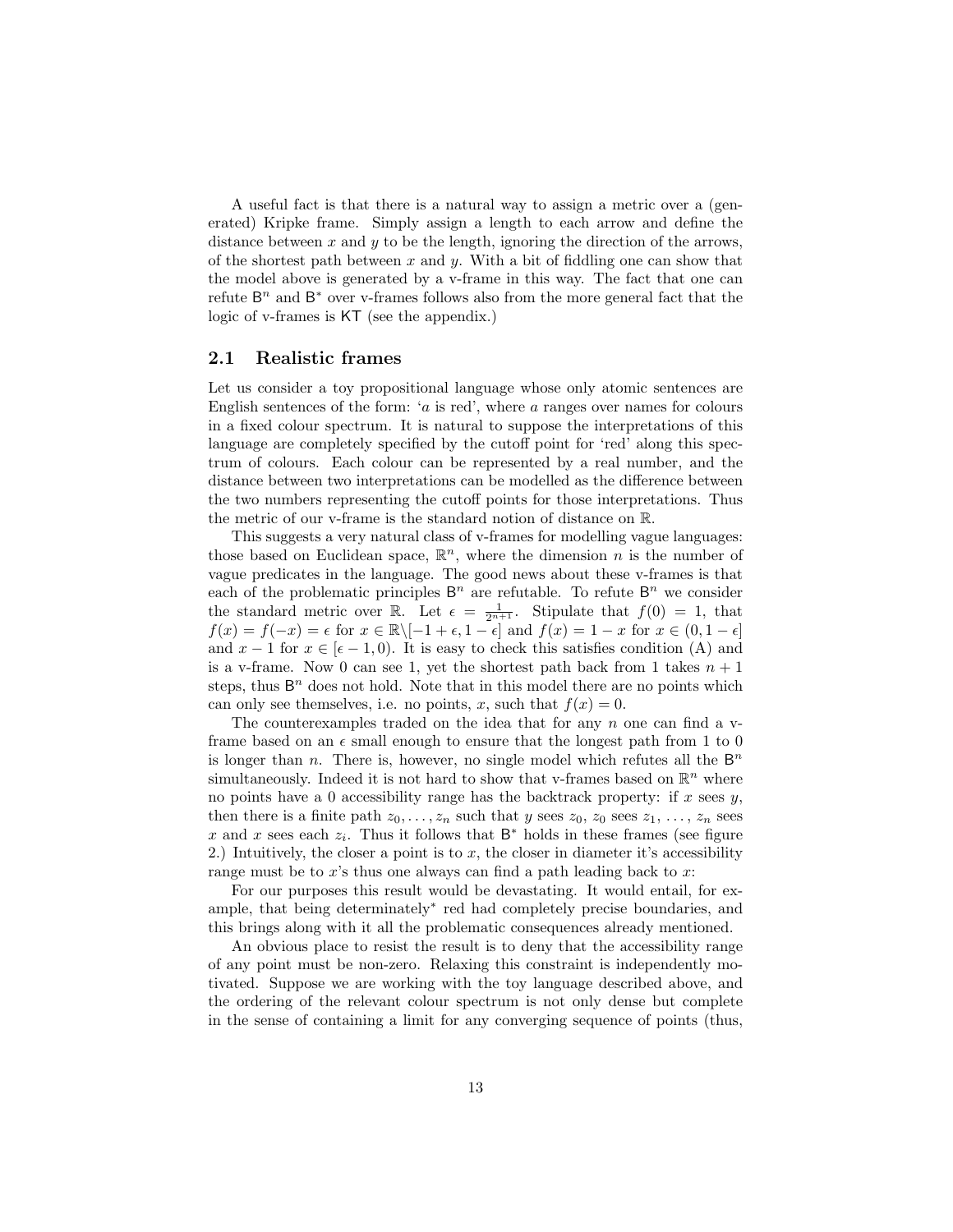A useful fact is that there is a natural way to assign a metric over a (generated) Kripke frame. Simply assign a length to each arrow and define the distance between $x$ and $y$ to be the length, ignoring the direction of the arrows, of the shortest path between $x$ and $y$. With a bit of fiddling one can show that the model above is generated by a v-frame in this way. The fact that one can refute $\mathsf{B}^n$ and $\mathsf{B}^*$ over v-frames follows also from the more general fact that the logic of v-frames is $\mathsf{KT}$ (see the appendix.)

## 2.1 Realistic frames

Let us consider a toy propositional language whose only atomic sentences are English sentences of the form: '$a$ is red', where $a$ ranges over names for colours in a fixed colour spectrum. It is natural to suppose the interpretations of this language are completely specified by the cutoff point for 'red' along this spectrum of colours. Each colour can be represented by a real number, and the distance between two interpretations can be modelled as the difference between the two numbers representing the cutoff points for those interpretations. Thus the metric of our v-frame is the standard notion of distance on $\mathbb{R}$.

This suggests a very natural class of v-frames for modelling vague languages: those based on Euclidean space, $\mathbb{R}^n$, where the dimension $n$ is the number of vague predicates in the language. The good news about these v-frames is that each of the problematic principles $\mathsf{B}^n$ are refutable. To refute $\mathsf{B}^n$ we consider the standard metric over $\mathbb{R}$. Let $\epsilon = \frac{1}{2^{n+1}}$. Stipulate that $f(0) = 1$, that $f(x) = f(-x) = \epsilon$ for $x \in \mathbb{R}\backslash[-1+\epsilon, 1-\epsilon]$ and $f(x) = 1 - x$ for $x \in (0, 1-\epsilon]$ and $x - 1$ for $x \in [\epsilon - 1, 0)$. It is easy to check this satisfies condition (A) and is a v-frame. Now 0 can see 1, yet the shortest path back from 1 takes $n+1$ steps, thus $\mathsf{B}^n$ does not hold. Note that in this model there are no points which can only see themselves, i.e. no points, $x$, such that $f(x) = 0$.

The counterexamples traded on the idea that for any $n$ one can find a v-frame based on an $\epsilon$ small enough to ensure that the longest path from 1 to 0 is longer than $n$. There is, however, no single model which refutes all the $\mathsf{B}^n$ simultaneously. Indeed it is not hard to show that v-frames based on $\mathbb{R}^n$ where no points have a 0 accessibility range has the backtrack property: if $x$ sees $y$, then there is a finite path $z_0, \ldots, z_n$ such that $y$ sees $z_0$, $z_0$ sees $z_1$, $\ldots$, $z_n$ sees $x$ and $x$ sees each $z_i$. Thus it follows that $\mathsf{B}^*$ holds in these frames (see figure 2.) Intuitively, the closer a point is to $x$, the closer in diameter it's accessibility range must be to $x$'s thus one always can find a path leading back to $x$:

For our purposes this result would be devastating. It would entail, for example, that being determinately$^*$ red had completely precise boundaries, and this brings along with it all the problematic consequences already mentioned.

An obvious place to resist the result is to deny that the accessibility range of any point must be non-zero. Relaxing this constraint is independently motivated. Suppose we are working with the toy language described above, and the ordering of the relevant colour spectrum is not only dense but complete in the sense of containing a limit for any converging sequence of points (thus,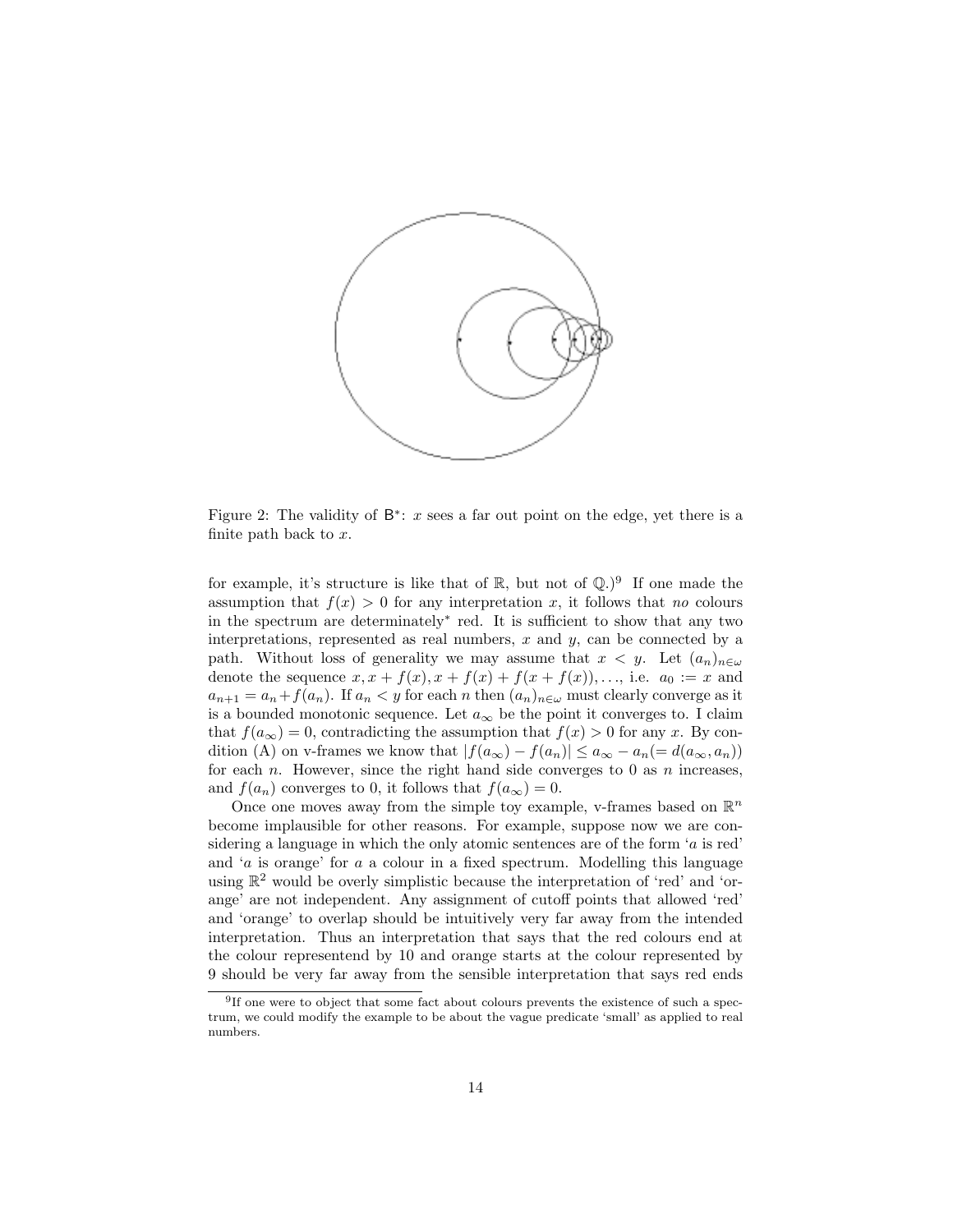Figure 2: The validity of $\mathsf{B}^*$: $x$ sees a far out point on the edge, yet there is a finite path back to $x$.

for example, it's structure is like that of $\mathbb{R}$, but not of $\mathbb{Q}$.)[9] If one made the assumption that $f(x) > 0$ for any interpretation $x$, it follows that *no* colours in the spectrum are determinately* red. It is sufficient to show that any two interpretations, represented as real numbers, $x$ and $y$, can be connected by a path. Without loss of generality we may assume that $x < y$. Let $(a_n)_{n\in\omega}$ denote the sequence $x, x + f(x), x + f(x) + f(x + f(x)), \ldots$, i.e. $a_0 := x$ and $a_{n+1} = a_n + f(a_n)$. If $a_n < y$ for each $n$ then $(a_n)_{n\in\omega}$ must clearly converge as it is a bounded monotonic sequence. Let $a_\infty$ be the point it converges to. I claim that $f(a_\infty) = 0$, contradicting the assumption that $f(x) > 0$ for any $x$. By condition (A) on v-frames we know that $|f(a_\infty) - f(a_n)| \leq a_\infty - a_n (= d(a_\infty, a_n))$ for each $n$. However, since the right hand side converges to 0 as $n$ increases, and $f(a_n)$ converges to 0, it follows that $f(a_\infty) = 0$.

Once one moves away from the simple toy example, v-frames based on $\mathbb{R}^n$ become implausible for other reasons. For example, suppose now we are considering a language in which the only atomic sentences are of the form '$a$ is red' and '$a$ is orange' for $a$ a colour in a fixed spectrum. Modelling this language using $\mathbb{R}^2$ would be overly simplistic because the interpretation of 'red' and 'orange' are not independent. Any assignment of cutoff points that allowed 'red' and 'orange' to overlap should be intuitively very far away from the intended interpretation. Thus an interpretation that says that the red colours end at the colour representend by 10 and orange starts at the colour represented by 9 should be very far away from the sensible interpretation that says red ends

[9] If one were to object that some fact about colours prevents the existence of such a spectrum, we could modify the example to be about the vague predicate 'small' as applied to real numbers.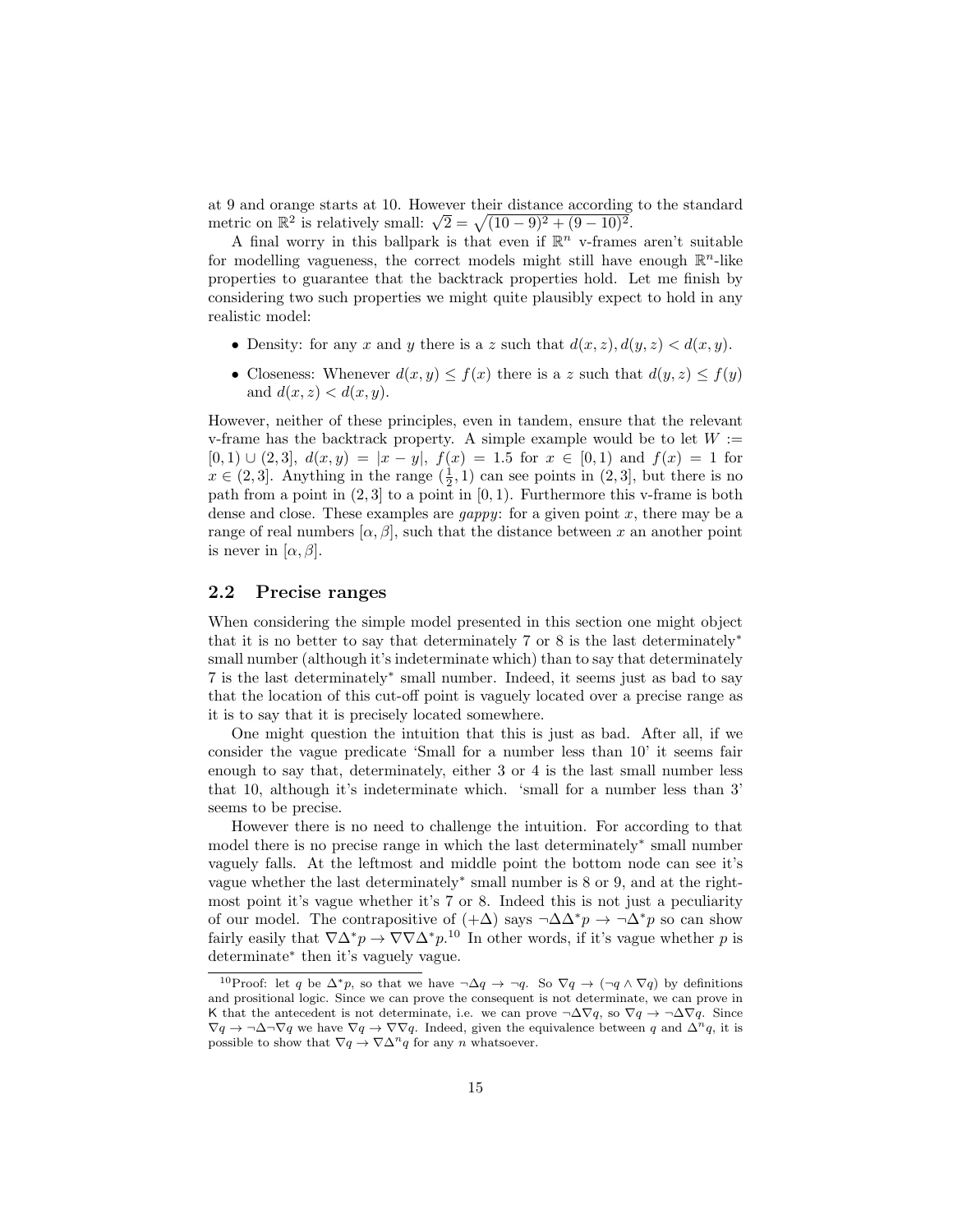at 9 and orange starts at 10. However their distance according to the standard metric on $\mathbb{R}^2$ is relatively small: $\sqrt{2} = \sqrt{(10-9)^2 + (9-10)^2}$.

A final worry in this ballpark is that even if $\mathbb{R}^n$ v-frames aren't suitable for modelling vagueness, the correct models might still have enough $\mathbb{R}^n$-like properties to guarantee that the backtrack properties hold. Let me finish by considering two such properties we might quite plausibly expect to hold in any realistic model:

- Density: for any $x$ and $y$ there is a $z$ such that $d(x,z), d(y,z) < d(x,y)$.
- Closeness: Whenever $d(x,y) \leq f(x)$ there is a $z$ such that $d(y,z) \leq f(y)$ and $d(x,z) < d(x,y)$.

However, neither of these principles, even in tandem, ensure that the relevant v-frame has the backtrack property. A simple example would be to let $W := [0,1) \cup (2,3]$, $d(x,y) = |x-y|$, $f(x) = 1.5$ for $x \in [0,1)$ and $f(x) = 1$ for $x \in (2,3]$. Anything in the range $(\frac{1}{2}, 1)$ can see points in $(2,3]$, but there is no path from a point in $(2,3]$ to a point in $[0,1)$. Furthermore this v-frame is both dense and close. These examples are *gappy*: for a given point $x$, there may be a range of real numbers $[\alpha, \beta]$, such that the distance between $x$ an another point is never in $[\alpha, \beta]$.

## 2.2 Precise ranges

When considering the simple model presented in this section one might object that it is no better to say that determinately 7 or 8 is the last determinately$^*$ small number (although it's indeterminate which) than to say that determinately 7 is the last determinately$^*$ small number. Indeed, it seems just as bad to say that the location of this cut-off point is vaguely located over a precise range as it is to say that it is precisely located somewhere.

One might question the intuition that this is just as bad. After all, if we consider the vague predicate 'Small for a number less than 10' it seems fair enough to say that, determinately, either 3 or 4 is the last small number less that 10, although it's indeterminate which. 'small for a number less than 3' seems to be precise.

However there is no need to challenge the intuition. For according to that model there is no precise range in which the last determinately$^*$ small number vaguely falls. At the leftmost and middle point the bottom node can see it's vague whether the last determinately$^*$ small number is 8 or 9, and at the rightmost point it's vague whether it's 7 or 8. Indeed this is not just a peculiarity of our model. The contrapositive of $(+\Delta)$ says $\neg\Delta\Delta^* p \rightarrow \neg\Delta^* p$ so can show fairly easily that $\nabla\Delta^* p \rightarrow \nabla\nabla\Delta^* p$.[10] In other words, if it's vague whether $p$ is determinate$^*$ then it's vaguely vague.

[10] Proof: let $q$ be $\Delta^* p$, so that we have $\neg\Delta q \rightarrow \neg q$. So $\nabla q \rightarrow (\neg q \wedge \nabla q)$ by definitions and positional logic. Since we can prove the consequent is not determinate, we can prove in K that the antecedent is not determinate, i.e. we can prove $\neg\Delta\nabla q$, so $\nabla q \rightarrow \neg\Delta\nabla q$. Since $\nabla q \rightarrow \neg\Delta\neg\nabla q$ we have $\nabla q \rightarrow \nabla\nabla q$. Indeed, given the equivalence between $q$ and $\Delta^n q$, it is possible to show that $\nabla q \rightarrow \nabla\Delta^n q$ for any $n$ whatsoever.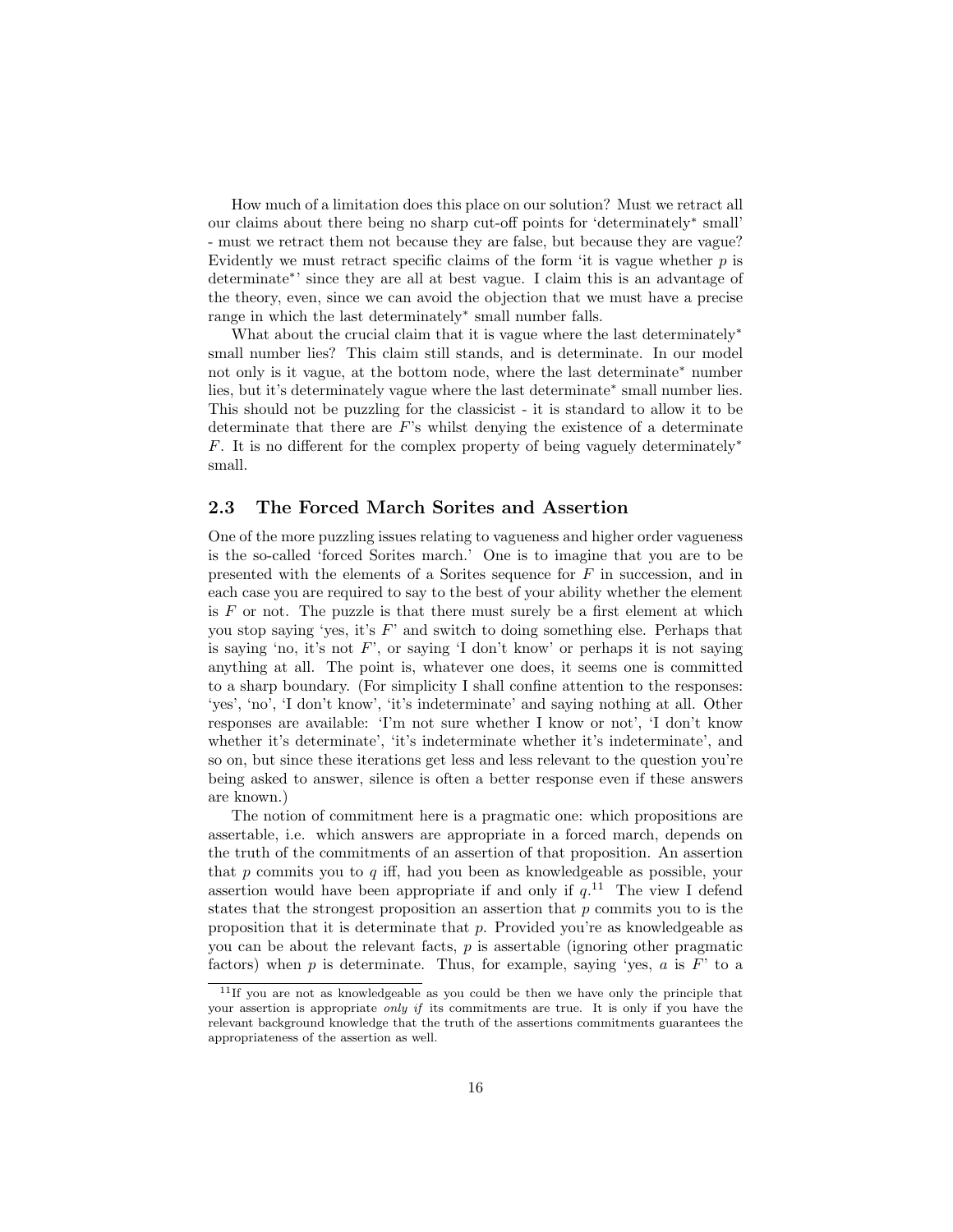How much of a limitation does this place on our solution? Must we retract all our claims about there being no sharp cut-off points for 'determinately$^*$ small' - must we retract them not because they are false, but because they are vague? Evidently we must retract specific claims of the form 'it is vague whether $p$ is determinate$^*$' since they are all at best vague. I claim this is an advantage of the theory, even, since we can avoid the objection that we must have a precise range in which the last determinately$^*$ small number falls.

What about the crucial claim that it is vague where the last determinately$^*$ small number lies? This claim still stands, and is determinate. In our model not only is it vague, at the bottom node, where the last determinate$^*$ number lies, but it's determinately vague where the last determinate$^*$ small number lies. This should not be puzzling for the classicist - it is standard to allow it to be determinate that there are $F$'s whilst denying the existence of a determinate $F$. It is no different for the complex property of being vaguely determinately$^*$ small.

## 2.3 The Forced March Sorites and Assertion

One of the more puzzling issues relating to vagueness and higher order vagueness is the so-called 'forced Sorites march.' One is to imagine that you are to be presented with the elements of a Sorites sequence for $F$ in succession, and in each case you are required to say to the best of your ability whether the element is $F$ or not. The puzzle is that there must surely be a first element at which you stop saying 'yes, it's $F$' and switch to doing something else. Perhaps that is saying 'no, it's not $F$', or saying 'I don't know' or perhaps it is not saying anything at all. The point is, whatever one does, it seems one is committed to a sharp boundary. (For simplicity I shall confine attention to the responses: 'yes', 'no', 'I don't know', 'it's indeterminate' and saying nothing at all. Other responses are available: 'I'm not sure whether I know or not', 'I don't know whether it's determinate', 'it's indeterminate whether it's indeterminate', and so on, but since these iterations get less and less relevant to the question you're being asked to answer, silence is often a better response even if these answers are known.)

The notion of commitment here is a pragmatic one: which propositions are assertable, i.e. which answers are appropriate in a forced march, depends on the truth of the commitments of an assertion of that proposition. An assertion that $p$ commits you to $q$ iff, had you been as knowledgeable as possible, your assertion would have been appropriate if and only if $q$.[11] The view I defend states that the strongest proposition an assertion that $p$ commits you to is the proposition that it is determinate that $p$. Provided you're as knowledgeable as you can be about the relevant facts, $p$ is assertable (ignoring other pragmatic factors) when $p$ is determinate. Thus, for example, saying 'yes, $a$ is $F$' to a

[11] If you are not as knowledgeable as you could be then we have only the principle that your assertion is appropriate *only if* its commitments are true. It is only if you have the relevant background knowledge that the truth of the assertions commitments guarantees the appropriateness of the assertion as well.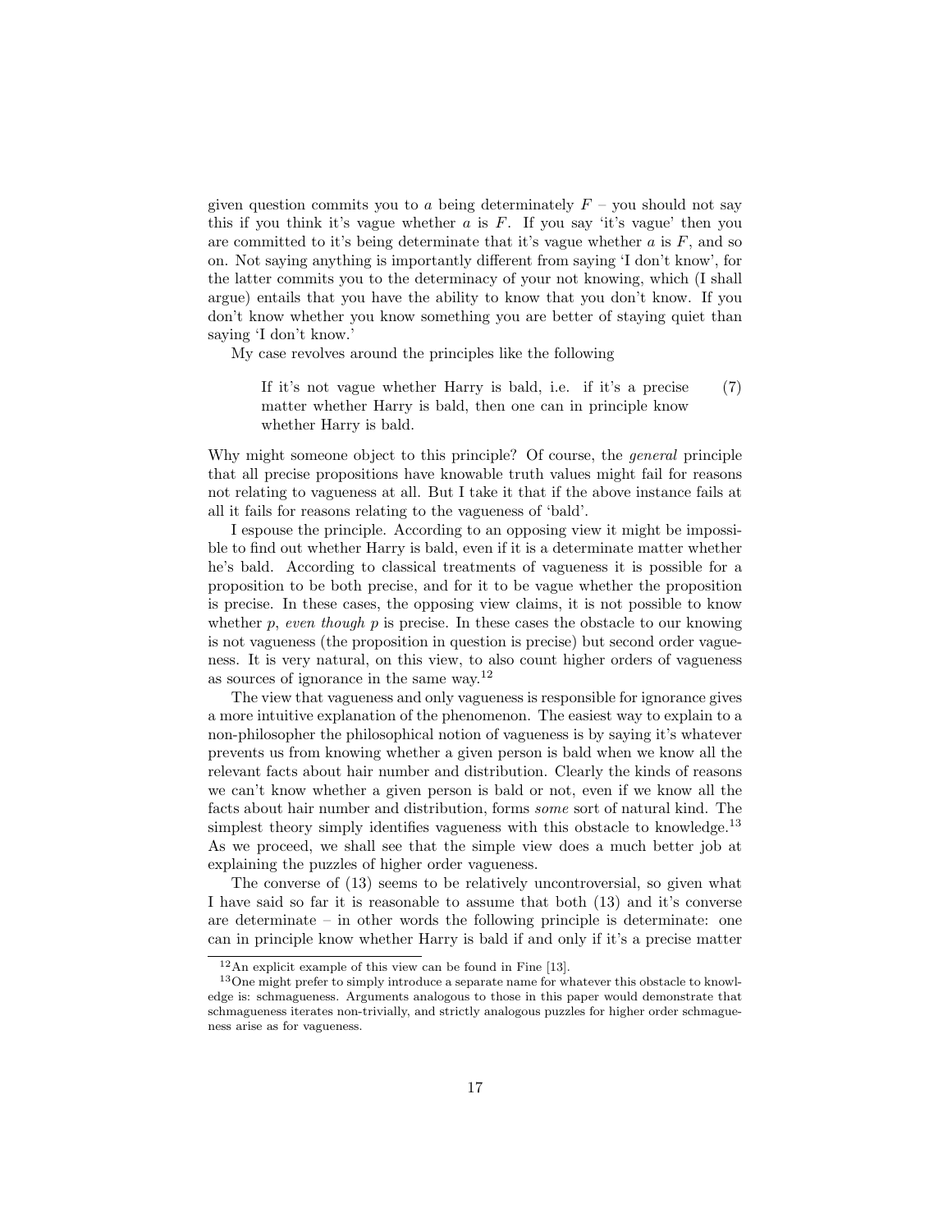given question commits you to $a$ being determinately $F$ – you should not say this if you think it's vague whether $a$ is $F$. If you say 'it's vague' then you are committed to it's being determinate that it's vague whether $a$ is $F$, and so on. Not saying anything is importantly different from saying 'I don't know', for the latter commits you to the determinacy of your not knowing, which (I shall argue) entails that you have the ability to know that you don't know. If you don't know whether you know something you are better of staying quiet than saying 'I don't know.'

My case revolves around the principles like the following

> If it's not vague whether Harry is bald, i.e. if it's a precise matter whether Harry is bald, then one can in principle know whether Harry is bald. (7)

Why might someone object to this principle? Of course, the *general* principle that all precise propositions have knowable truth values might fail for reasons not relating to vagueness at all. But I take it that if the above instance fails at all it fails for reasons relating to the vagueness of 'bald'.

I espouse the principle. According to an opposing view it might be impossible to find out whether Harry is bald, even if it is a determinate matter whether he's bald. According to classical treatments of vagueness it is possible for a proposition to be both precise, and for it to be vague whether the proposition is precise. In these cases, the opposing view claims, it is not possible to know whether $p$, *even though* $p$ is precise. In these cases the obstacle to our knowing is not vagueness (the proposition in question is precise) but second order vagueness. It is very natural, on this view, to also count higher orders of vagueness as sources of ignorance in the same way.[12]

The view that vagueness and only vagueness is responsible for ignorance gives a more intuitive explanation of the phenomenon. The easiest way to explain to a non-philosopher the philosophical notion of vagueness is by saying it's whatever prevents us from knowing whether a given person is bald when we know all the relevant facts about hair number and distribution. Clearly the kinds of reasons we can't know whether a given person is bald or not, even if we know all the facts about hair number and distribution, forms *some* sort of natural kind. The simplest theory simply identifies vagueness with this obstacle to knowledge.[13] As we proceed, we shall see that the simple view does a much better job at explaining the puzzles of higher order vagueness.

The converse of (13) seems to be relatively uncontroversial, so given what I have said so far it is reasonable to assume that both (13) and it's converse are determinate – in other words the following principle is determinate: one can in principle know whether Harry is bald if and only if it's a precise matter

[12] An explicit example of this view can be found in Fine [13].

[13] One might prefer to simply introduce a separate name for whatever this obstacle to knowledge is: schmagueness. Arguments analogous to those in this paper would demonstrate that schmagueness iterates non-trivially, and strictly analogous puzzles for higher order schmagueness arise as for vagueness.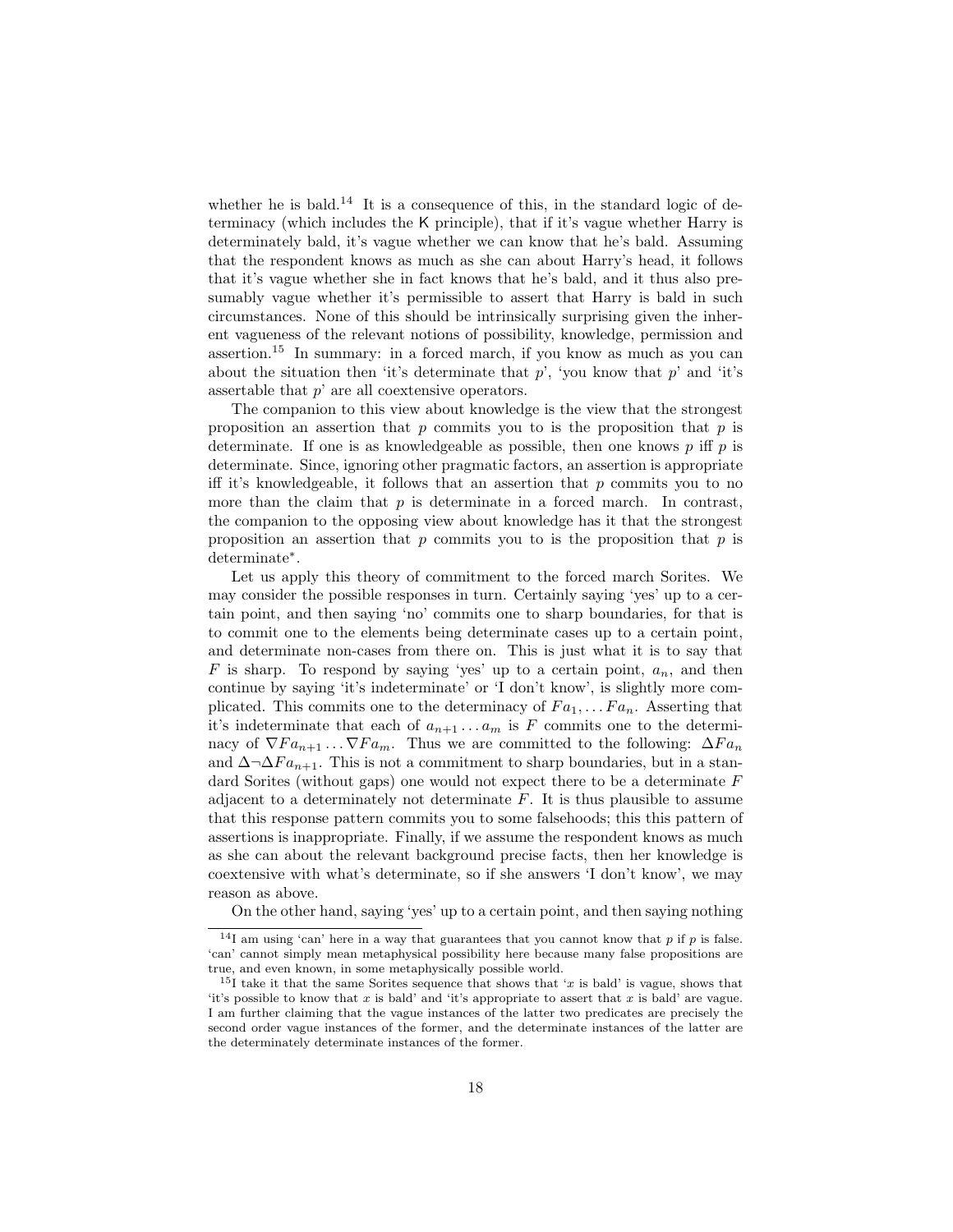whether he is bald.[14] It is a consequence of this, in the standard logic of determinacy (which includes the K principle), that if it's vague whether Harry is determinately bald, it's vague whether we can know that he's bald. Assuming that the respondent knows as much as she can about Harry's head, it follows that it's vague whether she in fact knows that he's bald, and it thus also presumably vague whether it's permissible to assert that Harry is bald in such circumstances. None of this should be intrinsically surprising given the inherent vagueness of the relevant notions of possibility, knowledge, permission and assertion.[15] In summary: in a forced march, if you know as much as you can about the situation then 'it's determinate that $p$', 'you know that $p$' and 'it's assertable that $p$' are all coextensive operators.

The companion to this view about knowledge is the view that the strongest proposition an assertion that $p$ commits you to is the proposition that $p$ is determinate. If one is as knowledgeable as possible, then one knows $p$ iff $p$ is determinate. Since, ignoring other pragmatic factors, an assertion is appropriate iff it's knowledgeable, it follows that an assertion that $p$ commits you to no more than the claim that $p$ is determinate in a forced march. In contrast, the companion to the opposing view about knowledge has it that the strongest proposition an assertion that $p$ commits you to is the proposition that $p$ is determinate*.

Let us apply this theory of commitment to the forced march Sorites. We may consider the possible responses in turn. Certainly saying 'yes' up to a certain point, and then saying 'no' commits one to sharp boundaries, for that is to commit one to the elements being determinate cases up to a certain point, and determinate non-cases from there on. This is just what it is to say that $F$ is sharp. To respond by saying 'yes' up to a certain point, $a_n$, and then continue by saying 'it's indeterminate' or 'I don't know', is slightly more complicated. This commits one to the determinacy of $Fa_1, \ldots Fa_n$. Asserting that it's indeterminate that each of $a_{n+1} \ldots a_m$ is $F$ commits one to the determinacy of $\nabla Fa_{n+1} \ldots \nabla Fa_m$. Thus we are committed to the following: $\Delta Fa_n$ and $\Delta\neg\Delta Fa_{n+1}$. This is not a commitment to sharp boundaries, but in a standard Sorites (without gaps) one would not expect there to be a determinate $F$ adjacent to a determinately not determinate $F$. It is thus plausible to assume that this response pattern commits you to some falsehoods; this this pattern of assertions is inappropriate. Finally, if we assume the respondent knows as much as she can about the relevant background precise facts, then her knowledge is coextensive with what's determinate, so if she answers 'I don't know', we may reason as above.

On the other hand, saying 'yes' up to a certain point, and then saying nothing

[14] I am using 'can' here in a way that guarantees that you cannot know that $p$ if $p$ is false. 'can' cannot simply mean metaphysical possibility here because many false propositions are true, and even known, in some metaphysically possible world.

[15] I take it that the same Sorites sequence that shows that '$x$ is bald' is vague, shows that 'it's possible to know that $x$ is bald' and 'it's appropriate to assert that $x$ is bald' are vague. I am further claiming that the vague instances of the latter two predicates are precisely the second order vague instances of the former, and the determinate instances of the latter are the determinately determinate instances of the former.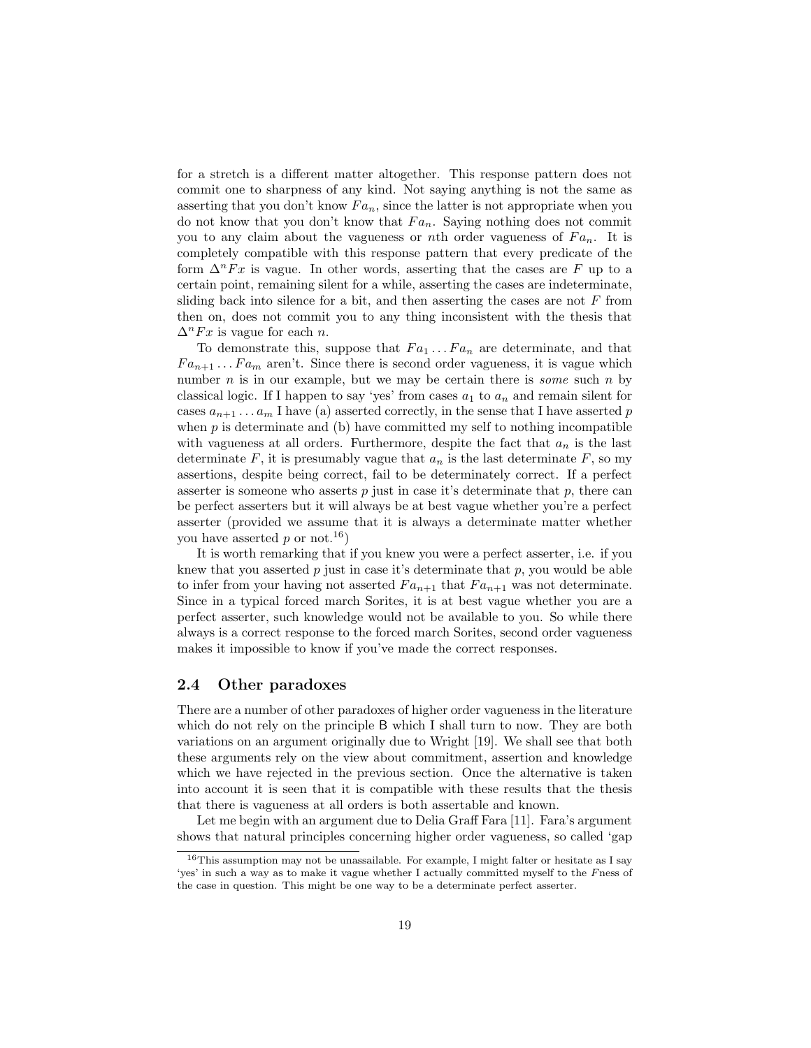for a stretch is a different matter altogether. This response pattern does not commit one to sharpness of any kind. Not saying anything is not the same as asserting that you don't know $Fa_n$, since the latter is not appropriate when you do not know that you don't know that $Fa_n$. Saying nothing does not commit you to any claim about the vagueness or $n$th order vagueness of $Fa_n$. It is completely compatible with this response pattern that every predicate of the form $\Delta^n Fx$ is vague. In other words, asserting that the cases are $F$ up to a certain point, remaining silent for a while, asserting the cases are indeterminate, sliding back into silence for a bit, and then asserting the cases are not $F$ from then on, does not commit you to any thing inconsistent with the thesis that $\Delta^n Fx$ is vague for each $n$.

To demonstrate this, suppose that $Fa_1 \dots Fa_n$ are determinate, and that $Fa_{n+1} \dots Fa_m$ aren't. Since there is second order vagueness, it is vague which number $n$ is in our example, but we may be certain there is *some* such $n$ by classical logic. If I happen to say 'yes' from cases $a_1$ to $a_n$ and remain silent for cases $a_{n+1} \dots a_m$ I have (a) asserted correctly, in the sense that I have asserted $p$ when $p$ is determinate and (b) have committed my self to nothing incompatible with vagueness at all orders. Furthermore, despite the fact that $a_n$ is the last determinate $F$, it is presumably vague that $a_n$ is the last determinate $F$, so my assertions, despite being correct, fail to be determinately correct. If a perfect asserter is someone who asserts $p$ just in case it's determinate that $p$, there can be perfect asserters but it will always be at best vague whether you're a perfect asserter (provided we assume that it is always a determinate matter whether you have asserted $p$ or not.[16])

It is worth remarking that if you knew you were a perfect asserter, i.e. if you knew that you asserted $p$ just in case it's determinate that $p$, you would be able to infer from your having not asserted $Fa_{n+1}$ that $Fa_{n+1}$ was not determinate. Since in a typical forced march Sorites, it is at best vague whether you are a perfect asserter, such knowledge would not be available to you. So while there always is a correct response to the forced march Sorites, second order vagueness makes it impossible to know if you've made the correct responses.

## 2.4 Other paradoxes

There are a number of other paradoxes of higher order vagueness in the literature which do not rely on the principle B which I shall turn to now. They are both variations on an argument originally due to Wright [19]. We shall see that both these arguments rely on the view about commitment, assertion and knowledge which we have rejected in the previous section. Once the alternative is taken into account it is seen that it is compatible with these results that the thesis that there is vagueness at all orders is both assertable and known.

Let me begin with an argument due to Delia Graff Fara [11]. Fara's argument shows that natural principles concerning higher order vagueness, so called 'gap

[16] This assumption may not be unassailable. For example, I might falter or hesitate as I say 'yes' in such a way as to make it vague whether I actually committed myself to the $F$ness of the case in question. This might be one way to be a determinate perfect asserter.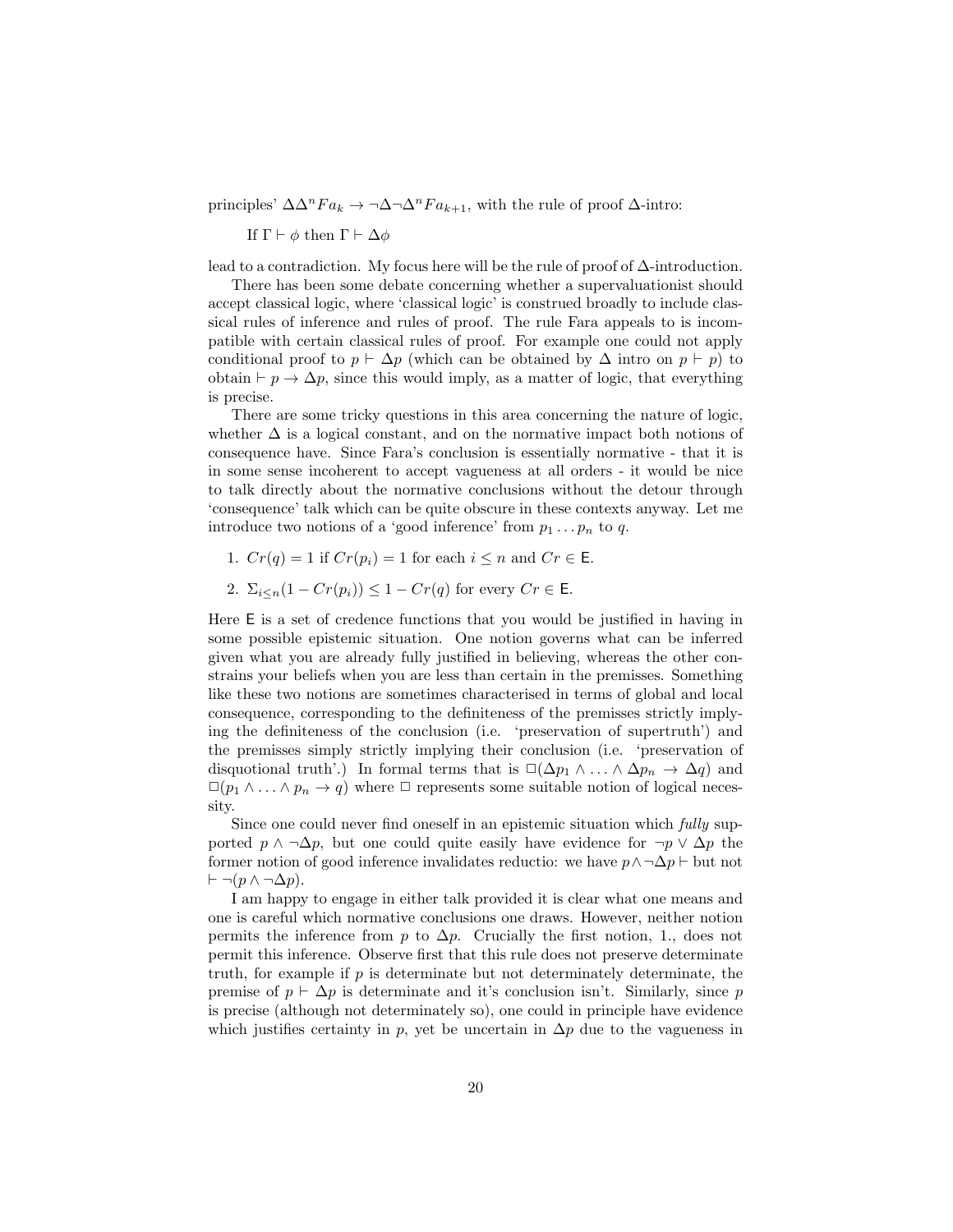principles' $\Delta\Delta^n Fa_k \rightarrow \neg\Delta\neg\Delta^n Fa_{k+1}$, with the rule of proof $\Delta$-intro:

If $\Gamma \vdash \phi$ then $\Gamma \vdash \Delta\phi$

lead to a contradiction. My focus here will be the rule of proof of $\Delta$-introduction.

There has been some debate concerning whether a supervaluationist should accept classical logic, where 'classical logic' is construed broadly to include classical rules of inference and rules of proof. The rule Fara appeals to is incompatible with certain classical rules of proof. For example one could not apply conditional proof to $p \vdash \Delta p$ (which can be obtained by $\Delta$ intro on $p \vdash p$) to obtain $\vdash p \rightarrow \Delta p$, since this would imply, as a matter of logic, that everything is precise.

There are some tricky questions in this area concerning the nature of logic, whether $\Delta$ is a logical constant, and on the normative impact both notions of consequence have. Since Fara's conclusion is essentially normative - that it is in some sense incoherent to accept vagueness at all orders - it would be nice to talk directly about the normative conclusions without the detour through 'consequence' talk which can be quite obscure in these contexts anyway. Let me introduce two notions of a 'good inference' from $p_1 \ldots p_n$ to $q$.

1. $Cr(q) = 1$ if $Cr(p_i) = 1$ for each $i \leq n$ and $Cr \in \mathsf{E}$.
2. $\Sigma_{i \leq n}(1 - Cr(p_i)) \leq 1 - Cr(q)$ for every $Cr \in \mathsf{E}$.

Here $\mathsf{E}$ is a set of credence functions that you would be justified in having in some possible epistemic situation. One notion governs what can be inferred given what you are already fully justified in believing, whereas the other constrains your beliefs when you are less than certain in the premisses. Something like these two notions are sometimes characterised in terms of global and local consequence, corresponding to the definiteness of the premisses strictly implying the definiteness of the conclusion (i.e. 'preservation of supertruth') and the premisses simply strictly implying their conclusion (i.e. 'preservation of disquotional truth'.) In formal terms that is $\Box(\Delta p_1 \wedge \ldots \wedge \Delta p_n \rightarrow \Delta q)$ and $\Box(p_1 \wedge \ldots \wedge p_n \rightarrow q)$ where $\Box$ represents some suitable notion of logical necessity.

Since one could never find oneself in an epistemic situation which *fully* supported $p \wedge \neg\Delta p$, but one could quite easily have evidence for $\neg p \vee \Delta p$ the former notion of good inference invalidates reductio: we have $p \wedge \neg\Delta p \vdash$ but not $\vdash \neg(p \wedge \neg\Delta p)$.

I am happy to engage in either talk provided it is clear what one means and one is careful which normative conclusions one draws. However, neither notion permits the inference from $p$ to $\Delta p$. Crucially the first notion, 1., does not permit this inference. Observe first that this rule does not preserve determinate truth, for example if $p$ is determinate but not determinately determinate, the premise of $p \vdash \Delta p$ is determinate and it's conclusion isn't. Similarly, since $p$ is precise (although not determinately so), one could in principle have evidence which justifies certainty in $p$, yet be uncertain in $\Delta p$ due to the vagueness in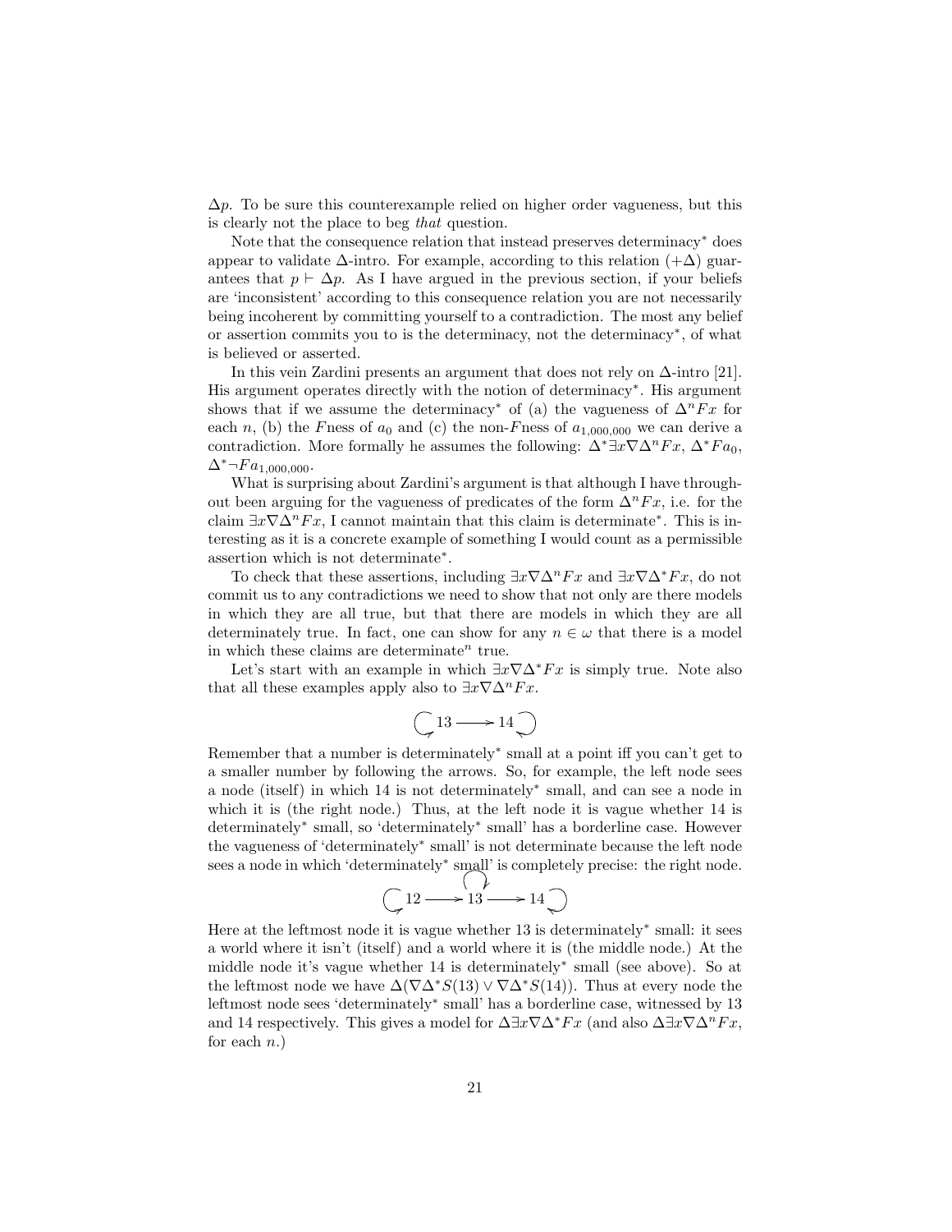$\Delta p$. To be sure this counterexample relied on higher order vagueness, but this is clearly not the place to beg *that* question.

Note that the consequence relation that instead preserves determinacy$^*$ does appear to validate $\Delta$-intro. For example, according to this relation $(+\Delta)$ guarantees that $p \vdash \Delta p$. As I have argued in the previous section, if your beliefs are 'inconsistent' according to this consequence relation you are not necessarily being incoherent by committing yourself to a contradiction. The most any belief or assertion commits you to is the determinacy, not the determinacy$^*$, of what is believed or asserted.

In this vein Zardini presents an argument that does not rely on $\Delta$-intro [21]. His argument operates directly with the notion of determinacy$^*$. His argument shows that if we assume the determinacy$^*$ of (a) the vagueness of $\Delta^n Fx$ for each $n$, (b) the $F$ness of $a_0$ and (c) the non-$F$ness of $a_{1,000,000}$ we can derive a contradiction. More formally he assumes the following: $\Delta^* \exists x \nabla \Delta^n Fx$, $\Delta^* Fa_0$, $\Delta^* \neg Fa_{1,000,000}$.

What is surprising about Zardini's argument is that although I have throughout been arguing for the vagueness of predicates of the form $\Delta^n Fx$, i.e. for the claim $\exists x \nabla \Delta^n Fx$, I cannot maintain that this claim is determinate$^*$. This is interesting as it is a concrete example of something I would count as a permissible assertion which is not determinate$^*$.

To check that these assertions, including $\exists x \nabla \Delta^n Fx$ and $\exists x \nabla \Delta^* Fx$, do not commit us to any contradictions we need to show that not only are there models in which they are all true, but that there are models in which they are all determinately true. In fact, one can show for any $n \in \omega$ that there is a model in which these claims are determinate$^n$ true.

Let's start with an example in which $\exists x \nabla \Delta^* Fx$ is simply true. Note also that all these examples apply also to $\exists x \nabla \Delta^n Fx$.

$$\circlearrowleft 13 \longrightarrow 14 \circlearrowright$$

Remember that a number is determinately$^*$ small at a point iff you can't get to a smaller number by following the arrows. So, for example, the left node sees a node (itself) in which 14 is not determinately$^*$ small, and can see a node in which it is (the right node.) Thus, at the left node it is vague whether 14 is determinately$^*$ small, so 'determinately$^*$ small' has a borderline case. However the vagueness of 'determinately$^*$ small' is not determinate because the left node sees a node in which 'determinately$^*$ small' is completely precise: the right node.

$$\circlearrowleft 12 \longrightarrow \overset{\circlearrowright}{13} \longrightarrow 14 \circlearrowright$$

Here at the leftmost node it is vague whether 13 is determinately$^*$ small: it sees a world where it isn't (itself) and a world where it is (the middle node.) At the middle node it's vague whether 14 is determinately$^*$ small (see above). So at the leftmost node we have $\Delta(\nabla \Delta^* S(13) \vee \nabla \Delta^* S(14))$. Thus at every node the leftmost node sees 'determinately$^*$ small' has a borderline case, witnessed by 13 and 14 respectively. This gives a model for $\Delta \exists x \nabla \Delta^* Fx$ (and also $\Delta \exists x \nabla \Delta^n Fx$, for each $n$.)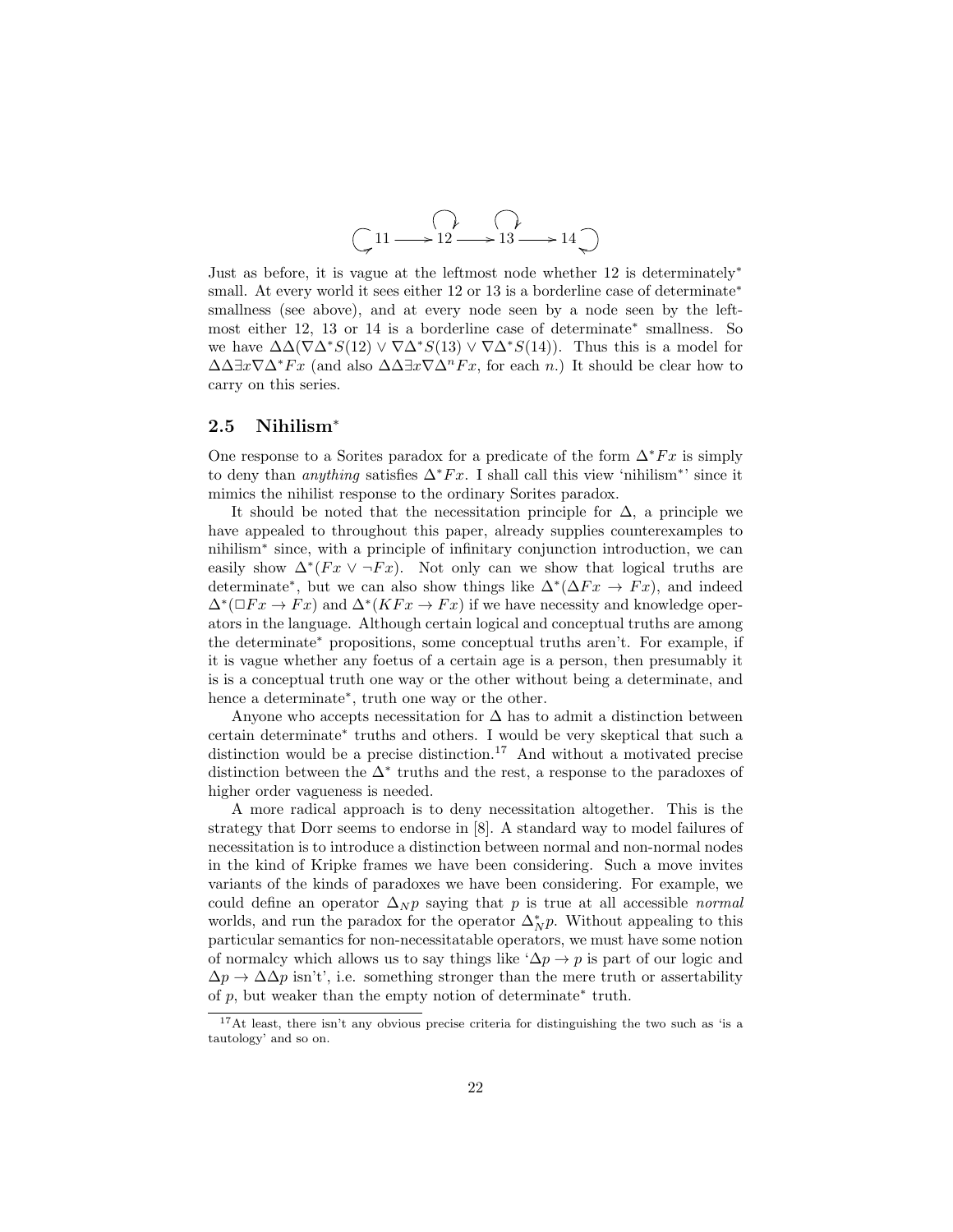$$11 \longrightarrow 12 \longrightarrow 13 \longrightarrow 14$$

Just as before, it is vague at the leftmost node whether 12 is determinately* small. At every world it sees either 12 or 13 is a borderline case of determinate* smallness (see above), and at every node seen by a node seen by the leftmost either 12, 13 or 14 is a borderline case of determinate* smallness. So we have $\Delta\Delta(\nabla\Delta^* S(12) \vee \nabla\Delta^* S(13) \vee \nabla\Delta^* S(14))$. Thus this is a model for $\Delta\Delta\exists x\nabla\Delta^* Fx$ (and also $\Delta\Delta\exists x\nabla\Delta^n Fx$, for each $n$.) It should be clear how to carry on this series.

### 2.5 Nihilism*

One response to a Sorites paradox for a predicate of the form $\Delta^* Fx$ is simply to deny than *anything* satisfies $\Delta^* Fx$. I shall call this view 'nihilism*' since it mimics the nihilist response to the ordinary Sorites paradox.

It should be noted that the necessitation principle for $\Delta$, a principle we have appealed to throughout this paper, already supplies counterexamples to nihilism* since, with a principle of infinitary conjunction introduction, we can easily show $\Delta^*(Fx \vee \neg Fx)$. Not only can we show that logical truths are determinate*, but we can also show things like $\Delta^*(\Delta Fx \to Fx)$, and indeed $\Delta^*(\Box Fx \to Fx)$ and $\Delta^*(KFx \to Fx)$ if we have necessity and knowledge operators in the language. Although certain logical and conceptual truths are among the determinate* propositions, some conceptual truths aren't. For example, if it is vague whether any foetus of a certain age is a person, then presumably it is is a conceptual truth one way or the other without being a determinate, and hence a determinate*, truth one way or the other.

Anyone who accepts necessitation for $\Delta$ has to admit a distinction between certain determinate* truths and others. I would be very skeptical that such a distinction would be a precise distinction.[17] And without a motivated precise distinction between the $\Delta^*$ truths and the rest, a response to the paradoxes of higher order vagueness is needed.

A more radical approach is to deny necessitation altogether. This is the strategy that Dorr seems to endorse in [8]. A standard way to model failures of necessitation is to introduce a distinction between normal and non-normal nodes in the kind of Kripke frames we have been considering. Such a move invites variants of the kinds of paradoxes we have been considering. For example, we could define an operator $\Delta_N p$ saying that $p$ is true at all accessible *normal* worlds, and run the paradox for the operator $\Delta_N^* p$. Without appealing to this particular semantics for non-necessitatable operators, we must have some notion of normalcy which allows us to say things like '$\Delta p \to p$ is part of our logic and $\Delta p \to \Delta\Delta p$ isn't', i.e. something stronger than the mere truth or assertability of $p$, but weaker than the empty notion of determinate* truth.

[17] At least, there isn't any obvious precise criteria for distinguishing the two such as 'is a tautology' and so on.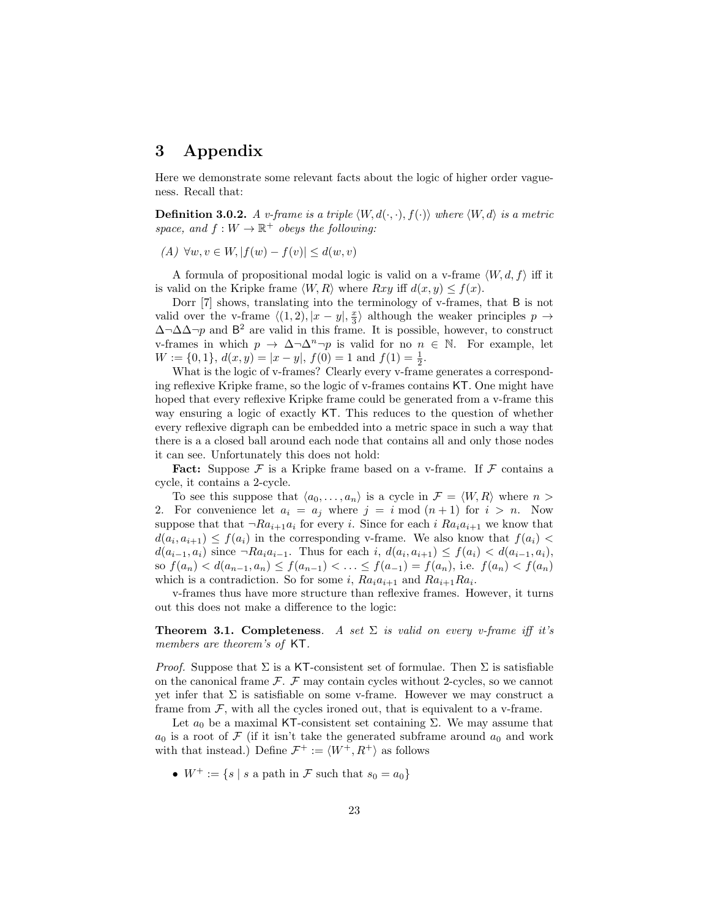# 3 Appendix

Here we demonstrate some relevant facts about the logic of higher order vagueness. Recall that:

**Definition 3.0.2.** *A v-frame is a triple $\langle W, d(\cdot,\cdot), f(\cdot)\rangle$ where $\langle W, d\rangle$ is a metric space, and $f : W \to \mathbb{R}^+$ obeys the following:*

*(A) $\forall w, v \in W, |f(w) - f(v)| \leq d(w, v)$*

A formula of propositional modal logic is valid on a v-frame $\langle W, d, f\rangle$ iff it is valid on the Kripke frame $\langle W, R\rangle$ where $Rxy$ iff $d(x, y) \leq f(x)$.

Dorr [7] shows, translating into the terminology of v-frames, that B is not valid over the v-frame $\langle (1, 2), |x - y|, \frac{x}{3}\rangle$ although the weaker principles $p \to \Delta\neg\Delta\Delta\neg p$ and $\mathsf{B}^2$ are valid in this frame. It is possible, however, to construct v-frames in which $p \to \Delta\neg\Delta^n\neg p$ is valid for no $n \in \mathbb{N}$. For example, let $W := \{0, 1\}$, $d(x, y) = |x - y|$, $f(0) = 1$ and $f(1) = \frac{1}{2}$.

What is the logic of v-frames? Clearly every v-frame generates a corresponding reflexive Kripke frame, so the logic of v-frames contains KT. One might have hoped that every reflexive Kripke frame could be generated from a v-frame this way ensuring a logic of exactly KT. This reduces to the question of whether every reflexive digraph can be embedded into a metric space in such a way that there is a a closed ball around each node that contains all and only those nodes it can see. Unfortunately this does not hold:

**Fact:** Suppose $\mathcal{F}$ is a Kripke frame based on a v-frame. If $\mathcal{F}$ contains a cycle, it contains a 2-cycle.

To see this suppose that $\langle a_0, \ldots, a_n\rangle$ is a cycle in $\mathcal{F} = \langle W, R\rangle$ where $n > 2$. For convenience let $a_i = a_j$ where $j = i \bmod (n + 1)$ for $i > n$. Now suppose that that $\neg Ra_{i+1}a_i$ for every $i$. Since for each $i$ $Ra_ia_{i+1}$ we know that $d(a_i, a_{i+1}) \leq f(a_i)$ in the corresponding v-frame. We also know that $f(a_i) < d(a_{i-1}, a_i)$ since $\neg Ra_ia_{i-1}$. Thus for each $i$, $d(a_i, a_{i+1}) \leq f(a_i) < d(a_{i-1}, a_i)$, so $f(a_n) < d(a_{n-1}, a_n) \leq f(a_{n-1}) < \ldots \leq f(a_{-1}) = f(a_n)$, i.e. $f(a_n) < f(a_n)$ which is a contradiction. So for some $i$, $Ra_ia_{i+1}$ and $Ra_{i+1}Ra_i$.

v-frames thus have more structure than reflexive frames. However, it turns out this does not make a difference to the logic:

**Theorem 3.1. Completeness**. *A set $\Sigma$ is valid on every v-frame iff it's members are theorem's of* KT.

*Proof.* Suppose that $\Sigma$ is a KT-consistent set of formulae. Then $\Sigma$ is satisfiable on the canonical frame $\mathcal{F}$. $\mathcal{F}$ may contain cycles without 2-cycles, so we cannot yet infer that $\Sigma$ is satisfiable on some v-frame. However we may construct a frame from $\mathcal{F}$, with all the cycles ironed out, that is equivalent to a v-frame.

Let $a_0$ be a maximal KT-consistent set containing $\Sigma$. We may assume that $a_0$ is a root of $\mathcal{F}$ (if it isn't take the generated subframe around $a_0$ and work with that instead.) Define $\mathcal{F}^+ := \langle W^+, R^+\rangle$ as follows

- $W^+ := \{s \mid s \text{ a path in } \mathcal{F} \text{ such that } s_0 = a_0\}$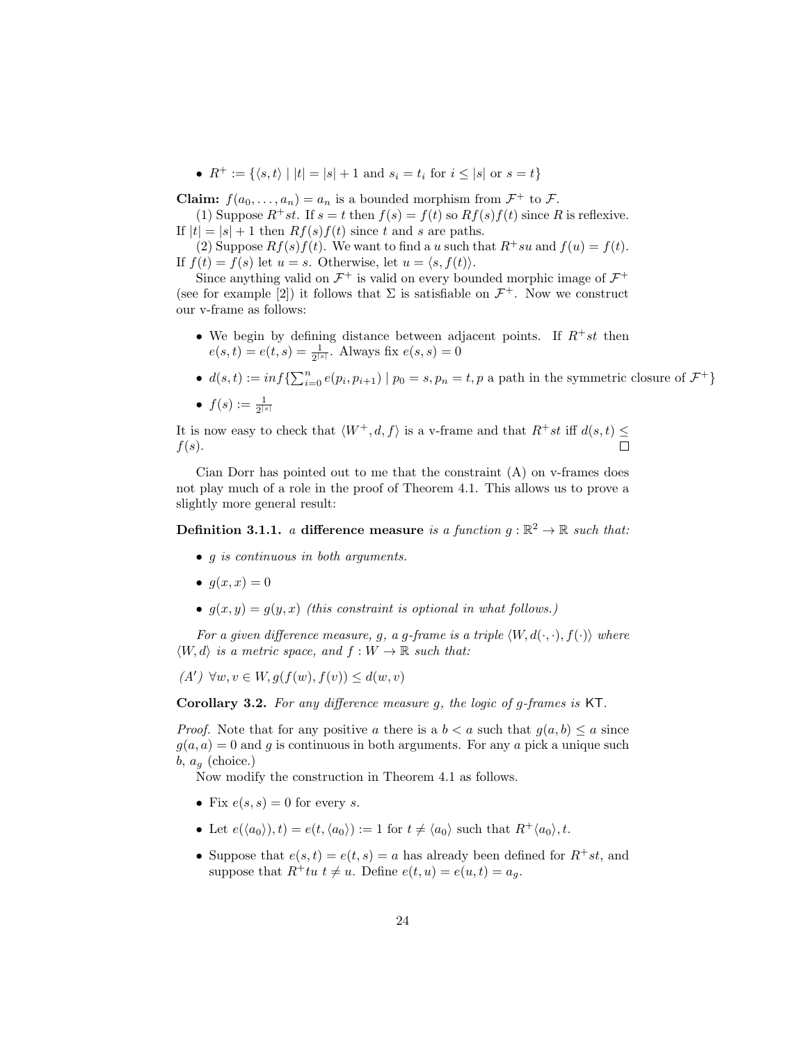- $R^+ := \{\langle s,t\rangle \mid |t| = |s|+1$ and $s_i = t_i$ for $i \leq |s|$ or $s = t\}$

**Claim:** $f(a_0, \ldots, a_n) = a_n$ is a bounded morphism from $\mathcal{F}^+$ to $\mathcal{F}$.

(1) Suppose $R^+st$. If $s = t$ then $f(s) = f(t)$ so $Rf(s)f(t)$ since $R$ is reflexive. If $|t| = |s|+1$ then $Rf(s)f(t)$ since $t$ and $s$ are paths.

(2) Suppose $Rf(s)f(t)$. We want to find a $u$ such that $R^+su$ and $f(u) = f(t)$. If $f(t) = f(s)$ let $u = s$. Otherwise, let $u = \langle s, f(t)\rangle$.

Since anything valid on $\mathcal{F}^+$ is valid on every bounded morphic image of $\mathcal{F}^+$ (see for example [2]) it follows that $\Sigma$ is satisfiable on $\mathcal{F}^+$. Now we construct our v-frame as follows:

- We begin by defining distance between adjacent points. If $R^+st$ then $e(s,t) = e(t,s) = \frac{1}{2^{|s|}}$. Always fix $e(s,s) = 0$
- $d(s,t) := inf\{\sum_{i=0}^{n} e(p_i, p_{i+1}) \mid p_0 = s, p_n = t, p$ a path in the symmetric closure of $\mathcal{F}^+\}$
- $f(s) := \frac{1}{2^{|s|}}$

It is now easy to check that $\langle W^+, d, f\rangle$ is a v-frame and that $R^+st$ iff $d(s,t) \leq f(s)$. □

Cian Dorr has pointed out to me that the constraint (A) on v-frames does not play much of a role in the proof of Theorem 4.1. This allows us to prove a slightly more general result:

**Definition 3.1.1.** *a* **difference measure** *is a function $g : \mathbb{R}^2 \to \mathbb{R}$ such that:*

- *$g$ is continuous in both arguments.*
- *$g(x,x) = 0$*
- *$g(x,y) = g(y,x)$ (this constraint is optional in what follows.)*

*For a given difference measure, $g$, a $g$-frame is a triple $\langle W, d(\cdot,\cdot), f(\cdot)\rangle$ where $\langle W, d\rangle$ is a metric space, and $f : W \to \mathbb{R}$ such that:*

*(A′) $\forall w, v \in W, g(f(w), f(v)) \leq d(w,v)$*

**Corollary 3.2.** *For any difference measure $g$, the logic of $g$-frames is* KT*.*

*Proof.* Note that for any positive $a$ there is a $b < a$ such that $g(a,b) \leq a$ since $g(a,a) = 0$ and $g$ is continuous in both arguments. For any $a$ pick a unique such $b$, $a_g$ (choice.)

Now modify the construction in Theorem 4.1 as follows.

- Fix $e(s,s) = 0$ for every $s$.
- Let $e(\langle a_0\rangle), t) = e(t, \langle a_0\rangle) := 1$ for $t \neq \langle a_0\rangle$ such that $R^+\langle a_0\rangle, t$.
- Suppose that $e(s,t) = e(t,s) = a$ has already been defined for $R^+st$, and suppose that $R^+tu$ $t \neq u$. Define $e(t,u) = e(u,t) = a_g$.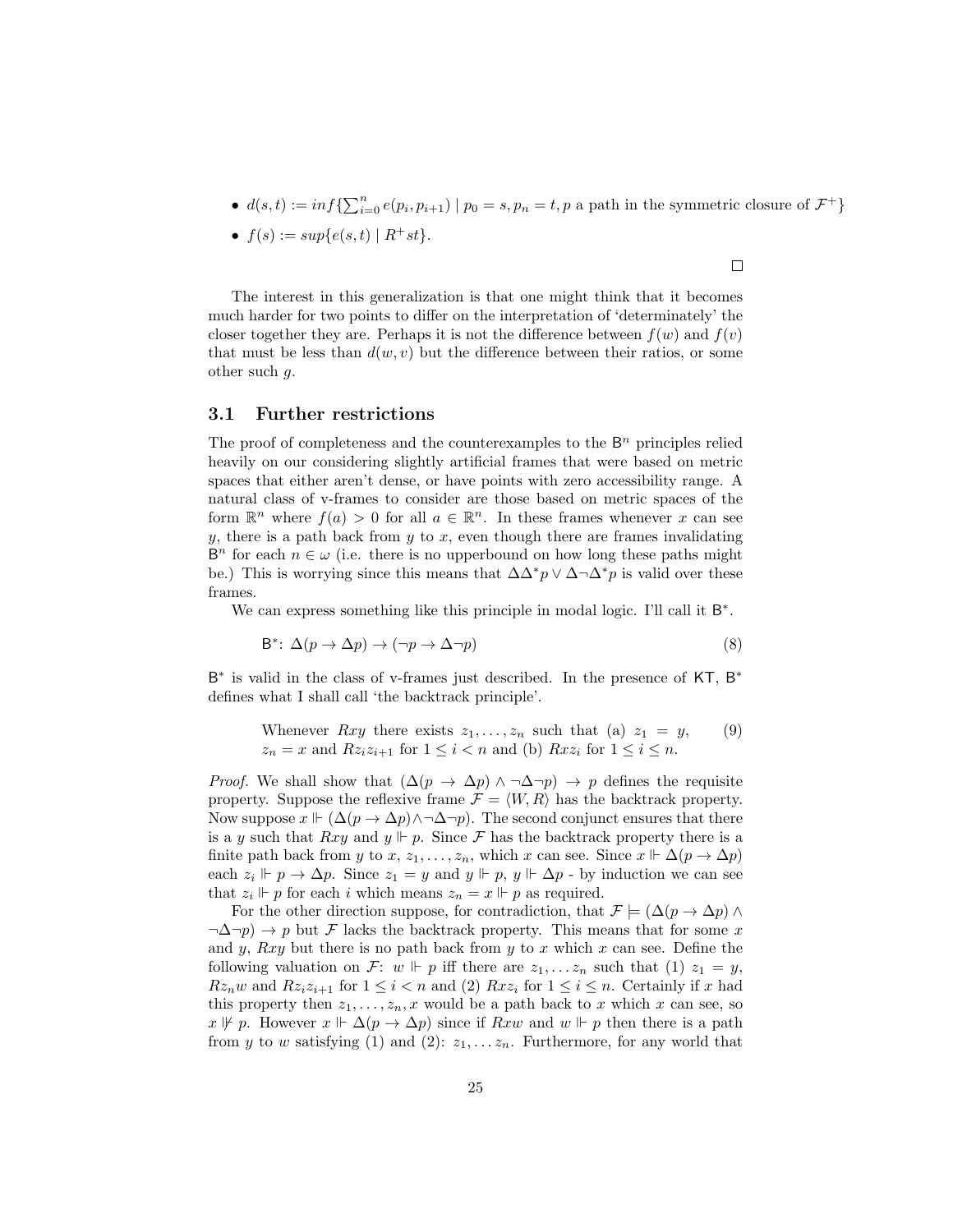- $d(s,t) := inf\{\sum_{i=0}^{n} e(p_i, p_{i+1}) \mid p_0 = s, p_n = t, p$ a path in the symmetric closure of $\mathcal{F}^+\}$
- $f(s) := sup\{e(s,t) \mid R^+ st\}$.

□

The interest in this generalization is that one might think that it becomes much harder for two points to differ on the interpretation of 'determinately' the closer together they are. Perhaps it is not the difference between $f(w)$ and $f(v)$ that must be less than $d(w,v)$ but the difference between their ratios, or some other such $g$.

## 3.1 Further restrictions

The proof of completeness and the counterexamples to the $\mathsf{B}^n$ principles relied heavily on our considering slightly artificial frames that were based on metric spaces that either aren't dense, or have points with zero accessibility range. A natural class of v-frames to consider are those based on metric spaces of the form $\mathbb{R}^n$ where $f(a) > 0$ for all $a \in \mathbb{R}^n$. In these frames whenever $x$ can see $y$, there is a path back from $y$ to $x$, even though there are frames invalidating $\mathsf{B}^n$ for each $n \in \omega$ (i.e. there is no upperbound on how long these paths might be.) This is worrying since this means that $\Delta\Delta^* p \vee \Delta\neg\Delta^* p$ is valid over these frames.

We can express something like this principle in modal logic. I'll call it $\mathsf{B}^*$.

$$\mathsf{B}^*\colon\ \Delta(p \to \Delta p) \to (\neg p \to \Delta\neg p) \tag{8}$$

$\mathsf{B}^*$ is valid in the class of v-frames just described. In the presence of $\mathsf{KT}$, $\mathsf{B}^*$ defines what I shall call 'the backtrack principle'.

> Whenever $Rxy$ there exists $z_1, \ldots, z_n$ such that (a) $z_1 = y$, $z_n = x$ and $Rz_i z_{i+1}$ for $1 \leq i < n$ and (b) $Rxz_i$ for $1 \leq i \leq n$. (9)

*Proof.* We shall show that $(\Delta(p \to \Delta p) \wedge \neg\Delta\neg p) \to p$ defines the requisite property. Suppose the reflexive frame $\mathcal{F} = \langle W, R\rangle$ has the backtrack property. Now suppose $x \Vdash (\Delta(p \to \Delta p) \wedge \neg\Delta\neg p)$. The second conjunct ensures that there is a $y$ such that $Rxy$ and $y \Vdash p$. Since $\mathcal{F}$ has the backtrack property there is a finite path back from $y$ to $x$, $z_1, \ldots, z_n$, which $x$ can see. Since $x \Vdash \Delta(p \to \Delta p)$ each $z_i \Vdash p \to \Delta p$. Since $z_1 = y$ and $y \Vdash p$, $y \Vdash \Delta p$ - by induction we can see that $z_i \Vdash p$ for each $i$ which means $z_n = x \Vdash p$ as required.

For the other direction suppose, for contradiction, that $\mathcal{F} \models (\Delta(p \to \Delta p) \wedge \neg\Delta\neg p) \to p$ but $\mathcal{F}$ lacks the backtrack property. This means that for some $x$ and $y$, $Rxy$ but there is no path back from $y$ to $x$ which $x$ can see. Define the following valuation on $\mathcal{F}$: $w \Vdash p$ iff there are $z_1, \ldots z_n$ such that (1) $z_1 = y$, $Rz_n w$ and $Rz_i z_{i+1}$ for $1 \leq i < n$ and (2) $Rxz_i$ for $1 \leq i \leq n$. Certainly if $x$ had this property then $z_1, \ldots, z_n, x$ would be a path back to $x$ which $x$ can see, so $x \nVdash p$. However $x \Vdash \Delta(p \to \Delta p)$ since if $Rxw$ and $w \Vdash p$ then there is a path from $y$ to $w$ satisfying (1) and (2): $z_1, \ldots z_n$. Furthermore, for any world that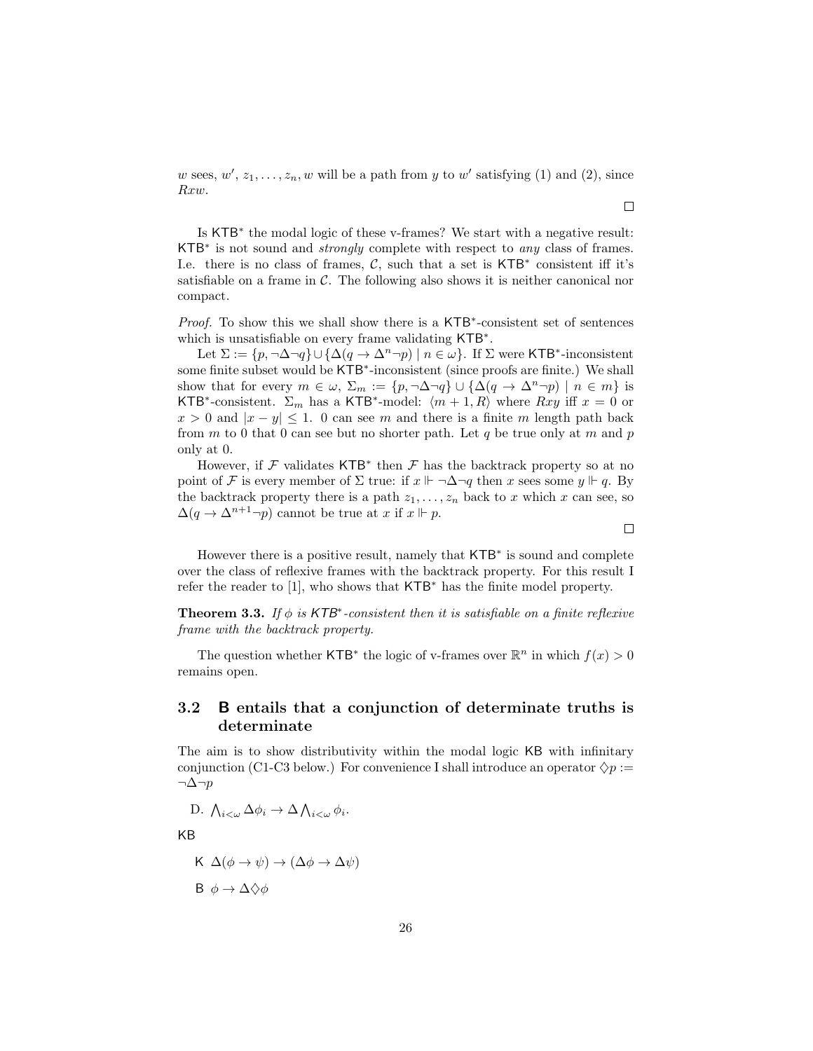$w$ sees, $w'$, $z_1, \ldots, z_n, w$ will be a path from $y$ to $w'$ satisfying (1) and (2), since $Rxw$.

□

Is $\mathsf{KTB}^*$ the modal logic of these v-frames? We start with a negative result: $\mathsf{KTB}^*$ is not sound and *strongly* complete with respect to *any* class of frames. I.e. there is no class of frames, $\mathcal{C}$, such that a set is $\mathsf{KTB}^*$ consistent iff it's satisfiable on a frame in $\mathcal{C}$. The following also shows it is neither canonical nor compact.

*Proof.* To show this we shall show there is a $\mathsf{KTB}^*$-consistent set of sentences which is unsatisfiable on every frame validating $\mathsf{KTB}^*$.

Let $\Sigma := \{p, \neg\Delta\neg q\} \cup \{\Delta(q \to \Delta^n \neg p) \mid n \in \omega\}$. If $\Sigma$ were $\mathsf{KTB}^*$-inconsistent some finite subset would be $\mathsf{KTB}^*$-inconsistent (since proofs are finite.) We shall show that for every $m \in \omega$, $\Sigma_m := \{p, \neg\Delta\neg q\} \cup \{\Delta(q \to \Delta^n \neg p) \mid n \in m\}$ is $\mathsf{KTB}^*$-consistent. $\Sigma_m$ has a $\mathsf{KTB}^*$-model: $\langle m+1, R\rangle$ where $Rxy$ iff $x = 0$ or $x > 0$ and $|x - y| \leq 1$. 0 can see $m$ and there is a finite $m$ length path back from $m$ to 0 that 0 can see but no shorter path. Let $q$ be true only at $m$ and $p$ only at 0.

However, if $\mathcal{F}$ validates $\mathsf{KTB}^*$ then $\mathcal{F}$ has the backtrack property so at no point of $\mathcal{F}$ is every member of $\Sigma$ true: if $x \Vdash \neg\Delta\neg q$ then $x$ sees some $y \Vdash q$. By the backtrack property there is a path $z_1, \ldots, z_n$ back to $x$ which $x$ can see, so $\Delta(q \to \Delta^{n+1}\neg p)$ cannot be true at $x$ if $x \Vdash p$.

□

However there is a positive result, namely that $\mathsf{KTB}^*$ is sound and complete over the class of reflexive frames with the backtrack property. For this result I refer the reader to [1], who shows that $\mathsf{KTB}^*$ has the finite model property.

**Theorem 3.3.** *If $\phi$ is $\mathsf{KTB}^*$-consistent then it is satisfiable on a finite reflexive frame with the backtrack property.*

The question whether $\mathsf{KTB}^*$ the logic of v-frames over $\mathbb{R}^n$ in which $f(x) > 0$ remains open.

## 3.2 B entails that a conjunction of determinate truths is determinate

The aim is to show distributivity within the modal logic $\mathsf{KB}$ with infinitary conjunction (C1-C3 below.) For convenience I shall introduce an operator $\Diamond p := \neg\Delta\neg p$

D. $\bigwedge_{i<\omega} \Delta\phi_i \to \Delta \bigwedge_{i<\omega} \phi_i$.

$\mathsf{KB}$

$\mathsf{K}$ $\Delta(\phi \to \psi) \to (\Delta\phi \to \Delta\psi)$

$\mathsf{B}$ $\phi \to \Delta\Diamond\phi$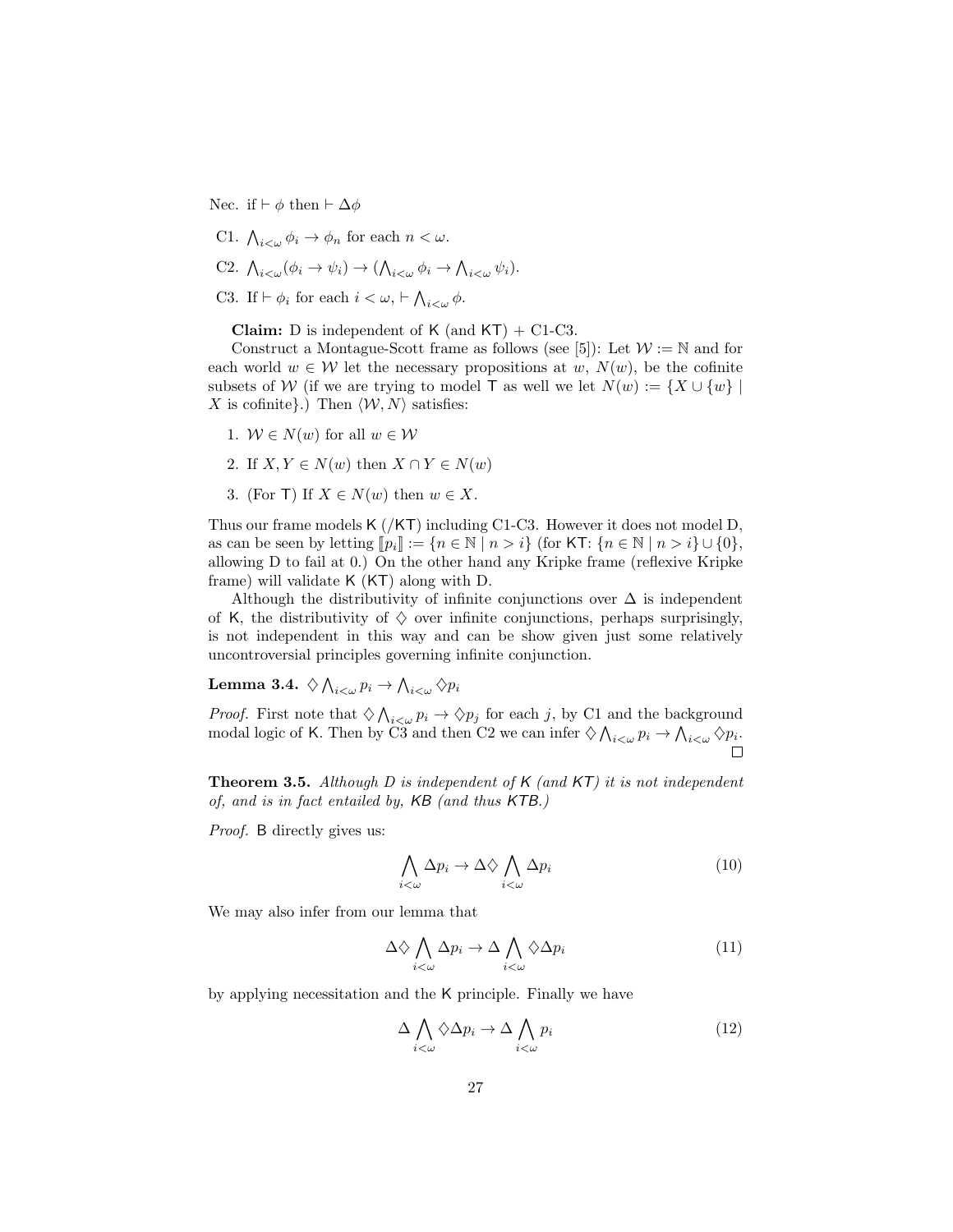Nec. if $\vdash \phi$ then $\vdash \Delta\phi$

- C1. $\bigwedge_{i<\omega} \phi_i \to \phi_n$ for each $n < \omega$.
- C2. $\bigwedge_{i<\omega}(\phi_i \to \psi_i) \to (\bigwedge_{i<\omega} \phi_i \to \bigwedge_{i<\omega} \psi_i)$.
- C3. If $\vdash \phi_i$ for each $i < \omega$, $\vdash \bigwedge_{i<\omega} \phi$.

**Claim:** D is independent of K (and KT) + C1-C3.

Construct a Montague-Scott frame as follows (see [5]): Let $\mathcal{W} := \mathbb{N}$ and for each world $w \in \mathcal{W}$ let the necessary propositions at $w$, $N(w)$, be the cofinite subsets of $\mathcal{W}$ (if we are trying to model T as well we let $N(w) := \{X \cup \{w\} \mid X \text{ is cofinite}\}$.) Then $\langle \mathcal{W}, N \rangle$ satisfies:

1. $\mathcal{W} \in N(w)$ for all $w \in \mathcal{W}$
2. If $X, Y \in N(w)$ then $X \cap Y \in N(w)$
3. (For T) If $X \in N(w)$ then $w \in X$.

Thus our frame models K (/KT) including C1-C3. However it does not model D, as can be seen by letting $[\![p_i]\!] := \{n \in \mathbb{N} \mid n > i\}$ (for KT: $\{n \in \mathbb{N} \mid n > i\} \cup \{0\}$, allowing D to fail at 0.) On the other hand any Kripke frame (reflexive Kripke frame) will validate K (KT) along with D.

Although the distributivity of infinite conjunctions over $\Delta$ is independent of K, the distributivity of $\Diamond$ over infinite conjunctions, perhaps surprisingly, is not independent in this way and can be show given just some relatively uncontroversial principles governing infinite conjunction.

**Lemma 3.4.** $\Diamond \bigwedge_{i<\omega} p_i \to \bigwedge_{i<\omega} \Diamond p_i$

*Proof.* First note that $\Diamond \bigwedge_{i<\omega} p_i \to \Diamond p_j$ for each $j$, by C1 and the background modal logic of K. Then by C3 and then C2 we can infer $\Diamond \bigwedge_{i<\omega} p_i \to \bigwedge_{i<\omega} \Diamond p_i$. □

**Theorem 3.5.** *Although D is independent of K (and KT) it is not independent of, and is in fact entailed by, KB (and thus KTB.)*

*Proof.* B directly gives us:

$$\bigwedge_{i<\omega} \Delta p_i \to \Delta \Diamond \bigwedge_{i<\omega} \Delta p_i \tag{10}$$

We may also infer from our lemma that

$$\Delta \Diamond \bigwedge_{i<\omega} \Delta p_i \to \Delta \bigwedge_{i<\omega} \Diamond \Delta p_i \tag{11}$$

by applying necessitation and the K principle. Finally we have

$$\Delta \bigwedge_{i<\omega} \Diamond \Delta p_i \to \Delta \bigwedge_{i<\omega} p_i \tag{12}$$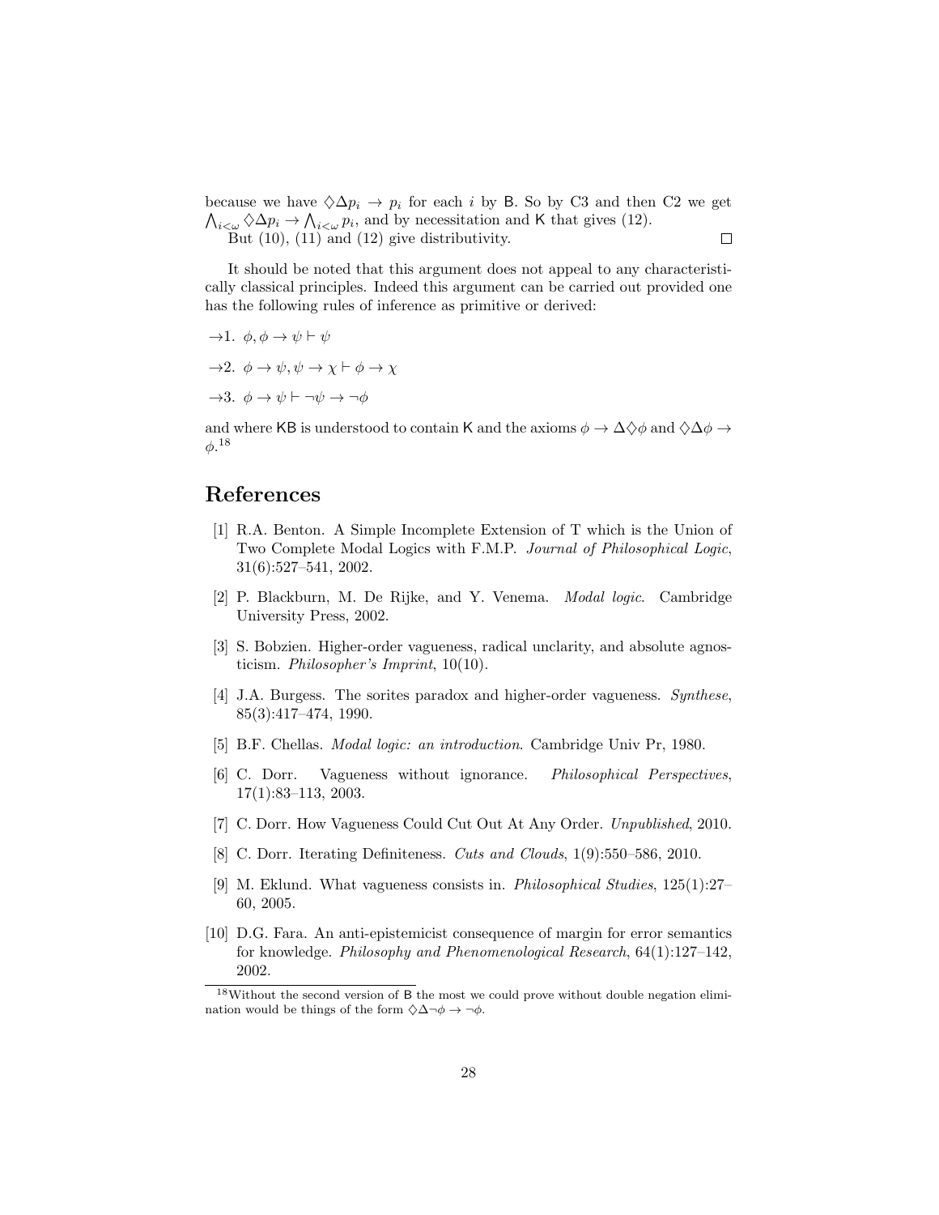because we have $\Diamond\Delta p_i \to p_i$ for each $i$ by B. So by C3 and then C2 we get $\bigwedge_{i<\omega} \Diamond\Delta p_i \to \bigwedge_{i<\omega} p_i$, and by necessitation and K that gives (12).

But (10), (11) and (12) give distributivity. □

It should be noted that this argument does not appeal to any characteristically classical principles. Indeed this argument can be carried out provided one has the following rules of inference as primitive or derived:

$\to$1. $\phi, \phi \to \psi \vdash \psi$

$\to$2. $\phi \to \psi, \psi \to \chi \vdash \phi \to \chi$

$\to$3. $\phi \to \psi \vdash \neg\psi \to \neg\phi$

and where KB is understood to contain K and the axioms $\phi \to \Delta\Diamond\phi$ and $\Diamond\Delta\phi \to \phi$.[18]

## References

[1] R.A. Benton. A Simple Incomplete Extension of T which is the Union of Two Complete Modal Logics with F.M.P. *Journal of Philosophical Logic*, 31(6):527–541, 2002.

[2] P. Blackburn, M. De Rijke, and Y. Venema. *Modal logic*. Cambridge University Press, 2002.

[3] S. Bobzien. Higher-order vagueness, radical unclarity, and absolute agnosticism. *Philosopher's Imprint*, 10(10).

[4] J.A. Burgess. The sorites paradox and higher-order vagueness. *Synthese*, 85(3):417–474, 1990.

[5] B.F. Chellas. *Modal logic: an introduction*. Cambridge Univ Pr, 1980.

[6] C. Dorr. Vagueness without ignorance. *Philosophical Perspectives*, 17(1):83–113, 2003.

[7] C. Dorr. How Vagueness Could Cut Out At Any Order. *Unpublished*, 2010.

[8] C. Dorr. Iterating Definiteness. *Cuts and Clouds*, 1(9):550–586, 2010.

[9] M. Eklund. What vagueness consists in. *Philosophical Studies*, 125(1):27–60, 2005.

[10] D.G. Fara. An anti-epistemicist consequence of margin for error semantics for knowledge. *Philosophy and Phenomenological Research*, 64(1):127–142, 2002.

[18] Without the second version of B the most we could prove without double negation elimination would be things of the form $\Diamond\Delta\neg\phi \to \neg\phi$.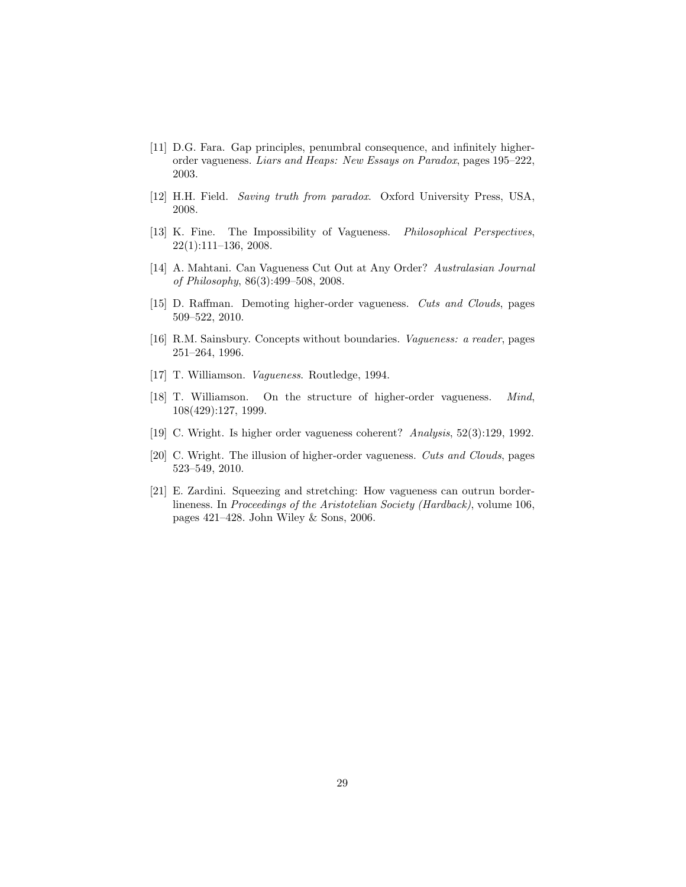[11] D.G. Fara. Gap principles, penumbral consequence, and infinitely higher-order vagueness. *Liars and Heaps: New Essays on Paradox*, pages 195–222, 2003.

[12] H.H. Field. *Saving truth from paradox*. Oxford University Press, USA, 2008.

[13] K. Fine. The Impossibility of Vagueness. *Philosophical Perspectives*, 22(1):111–136, 2008.

[14] A. Mahtani. Can Vagueness Cut Out at Any Order? *Australasian Journal of Philosophy*, 86(3):499–508, 2008.

[15] D. Raffman. Demoting higher-order vagueness. *Cuts and Clouds*, pages 509–522, 2010.

[16] R.M. Sainsbury. Concepts without boundaries. *Vagueness: a reader*, pages 251–264, 1996.

[17] T. Williamson. *Vagueness*. Routledge, 1994.

[18] T. Williamson. On the structure of higher-order vagueness. *Mind*, 108(429):127, 1999.

[19] C. Wright. Is higher order vagueness coherent? *Analysis*, 52(3):129, 1992.

[20] C. Wright. The illusion of higher-order vagueness. *Cuts and Clouds*, pages 523–549, 2010.

[21] E. Zardini. Squeezing and stretching: How vagueness can outrun borderlineness. In *Proceedings of the Aristotelian Society (Hardback)*, volume 106, pages 421–428. John Wiley & Sons, 2006.